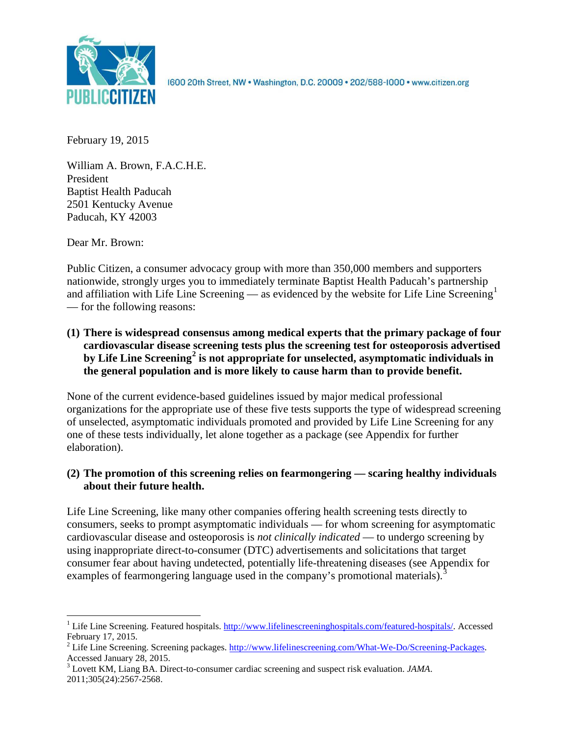PUBLIC CITIZEN

1600 20th Street, NW • Washington, D.C. 20009 • 202/588-1000 • www.citizen.org

February 19, 2015

William A. Brown, F.A.C.H.E.  
President  
Baptist Health Paducah  
2501 Kentucky Avenue  
Paducah, KY 42003

Dear Mr. Brown:

Public Citizen, a consumer advocacy group with more than 350,000 members and supporters nationwide, strongly urges you to immediately terminate Baptist Health Paducah's partnership and affiliation with Life Line Screening — as evidenced by the website for Life Line Screening[1] — for the following reasons:

**(1) There is widespread consensus among medical experts that the primary package of four cardiovascular disease screening tests plus the screening test for osteoporosis advertised by Life Line Screening[2] is not appropriate for unselected, asymptomatic individuals in the general population and is more likely to cause harm than to provide benefit.**

None of the current evidence-based guidelines issued by major medical professional organizations for the appropriate use of these five tests supports the type of widespread screening of unselected, asymptomatic individuals promoted and provided by Life Line Screening for any one of these tests individually, let alone together as a package (see Appendix for further elaboration).

**(2) The promotion of this screening relies on fearmongering — scaring healthy individuals about their future health.**

Life Line Screening, like many other companies offering health screening tests directly to consumers, seeks to prompt asymptomatic individuals — for whom screening for asymptomatic cardiovascular disease and osteoporosis is *not clinically indicated* — to undergo screening by using inappropriate direct-to-consumer (DTC) advertisements and solicitations that target consumer fear about having undetected, potentially life-threatening diseases (see Appendix for examples of fearmongering language used in the company's promotional materials).[3]

---

[1] Life Line Screening. Featured hospitals. http://www.lifelinescreeninghospitals.com/featured-hospitals/. Accessed February 17, 2015.

[2] Life Line Screening. Screening packages. http://www.lifelinescreening.com/What-We-Do/Screening-Packages. Accessed January 28, 2015.

[3] Lovett KM, Liang BA. Direct-to-consumer cardiac screening and suspect risk evaluation. *JAMA*. 2011;305(24):2567-2568.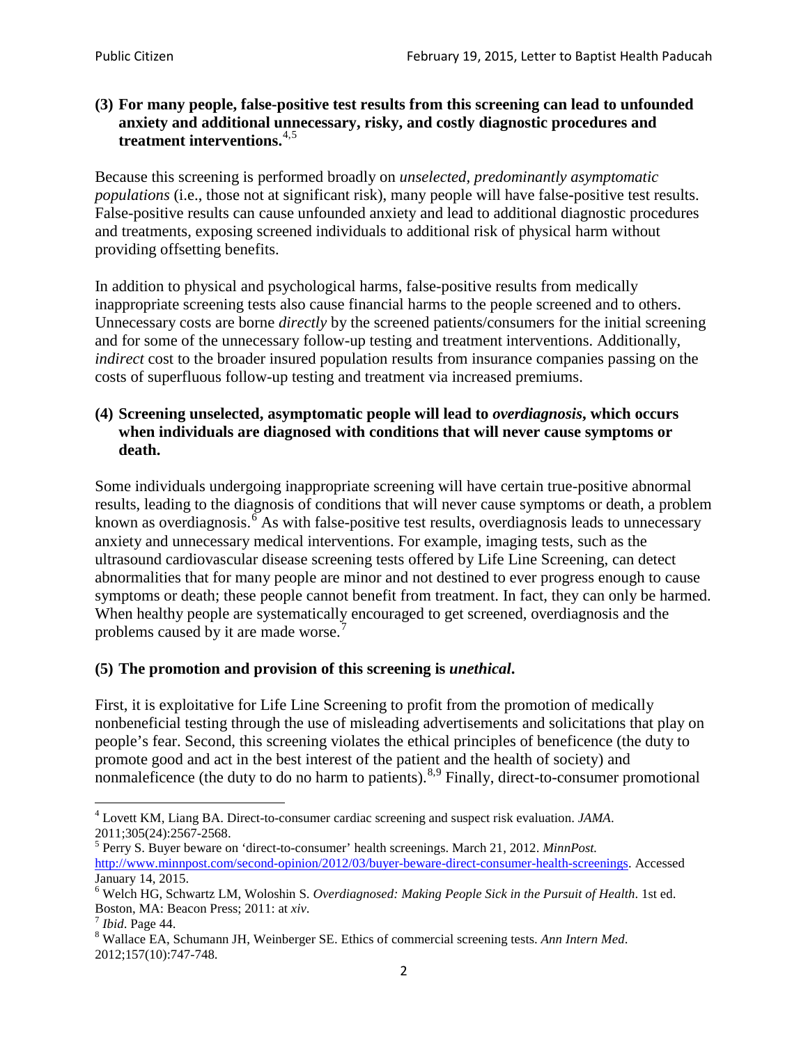**(3) For many people, false-positive test results from this screening can lead to unfounded anxiety and additional unnecessary, risky, and costly diagnostic procedures and treatment interventions.**[4,5]

Because this screening is performed broadly on *unselected, predominantly asymptomatic populations* (i.e., those not at significant risk), many people will have false-positive test results. False-positive results can cause unfounded anxiety and lead to additional diagnostic procedures and treatments, exposing screened individuals to additional risk of physical harm without providing offsetting benefits.

In addition to physical and psychological harms, false-positive results from medically inappropriate screening tests also cause financial harms to the people screened and to others. Unnecessary costs are borne *directly* by the screened patients/consumers for the initial screening and for some of the unnecessary follow-up testing and treatment interventions. Additionally, *indirect* cost to the broader insured population results from insurance companies passing on the costs of superfluous follow-up testing and treatment via increased premiums.

**(4) Screening unselected, asymptomatic people will lead to *overdiagnosis*, which occurs when individuals are diagnosed with conditions that will never cause symptoms or death.**

Some individuals undergoing inappropriate screening will have certain true-positive abnormal results, leading to the diagnosis of conditions that will never cause symptoms or death, a problem known as overdiagnosis.[6] As with false-positive test results, overdiagnosis leads to unnecessary anxiety and unnecessary medical interventions. For example, imaging tests, such as the ultrasound cardiovascular disease screening tests offered by Life Line Screening, can detect abnormalities that for many people are minor and not destined to ever progress enough to cause symptoms or death; these people cannot benefit from treatment. In fact, they can only be harmed. When healthy people are systematically encouraged to get screened, overdiagnosis and the problems caused by it are made worse.[7]

**(5) The promotion and provision of this screening is *unethical*.**

First, it is exploitative for Life Line Screening to profit from the promotion of medically nonbeneficial testing through the use of misleading advertisements and solicitations that play on people's fear. Second, this screening violates the ethical principles of beneficence (the duty to promote good and act in the best interest of the patient and the health of society) and nonmaleficence (the duty to do no harm to patients).[8,9] Finally, direct-to-consumer promotional

---

[4] Lovett KM, Liang BA. Direct-to-consumer cardiac screening and suspect risk evaluation. *JAMA*. 2011;305(24):2567-2568.

[5] Perry S. Buyer beware on 'direct-to-consumer' health screenings. March 21, 2012. *MinnPost.* http://www.minnpost.com/second-opinion/2012/03/buyer-beware-direct-consumer-health-screenings. Accessed January 14, 2015.

[6] Welch HG, Schwartz LM, Woloshin S. *Overdiagnosed: Making People Sick in the Pursuit of Health*. 1st ed. Boston, MA: Beacon Press; 2011: at *xiv*.

[7] *Ibid*. Page 44.

[8] Wallace EA, Schumann JH, Weinberger SE. Ethics of commercial screening tests. *Ann Intern Med*. 2012;157(10):747-748.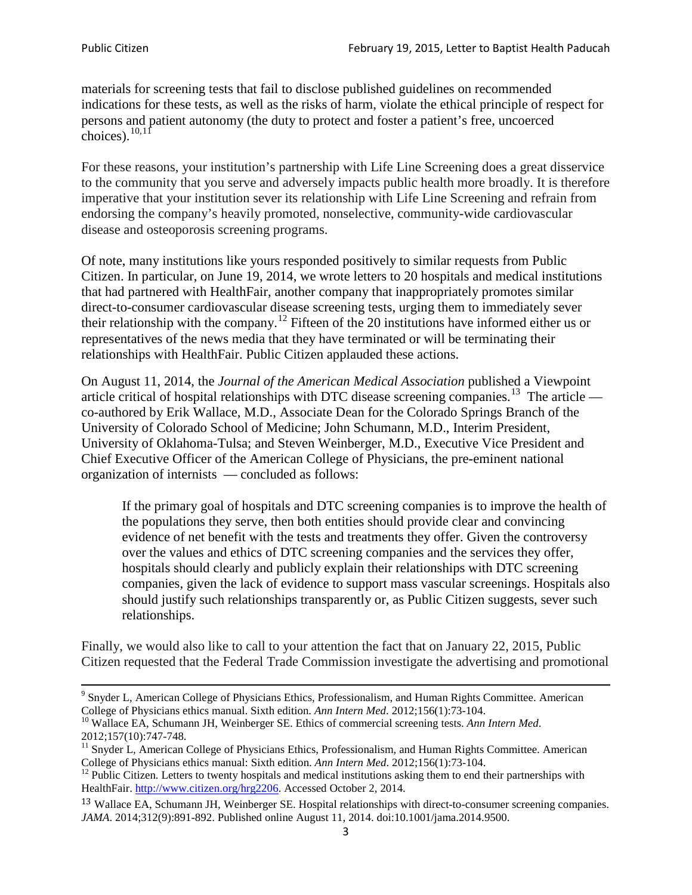materials for screening tests that fail to disclose published guidelines on recommended indications for these tests, as well as the risks of harm, violate the ethical principle of respect for persons and patient autonomy (the duty to protect and foster a patient's free, uncoerced choices).[10,11]

For these reasons, your institution's partnership with Life Line Screening does a great disservice to the community that you serve and adversely impacts public health more broadly. It is therefore imperative that your institution sever its relationship with Life Line Screening and refrain from endorsing the company's heavily promoted, nonselective, community-wide cardiovascular disease and osteoporosis screening programs.

Of note, many institutions like yours responded positively to similar requests from Public Citizen. In particular, on June 19, 2014, we wrote letters to 20 hospitals and medical institutions that had partnered with HealthFair, another company that inappropriately promotes similar direct-to-consumer cardiovascular disease screening tests, urging them to immediately sever their relationship with the company.[12] Fifteen of the 20 institutions have informed either us or representatives of the news media that they have terminated or will be terminating their relationships with HealthFair. Public Citizen applauded these actions.

On August 11, 2014, the *Journal of the American Medical Association* published a Viewpoint article critical of hospital relationships with DTC disease screening companies.[13] The article — co-authored by Erik Wallace, M.D., Associate Dean for the Colorado Springs Branch of the University of Colorado School of Medicine; John Schumann, M.D., Interim President, University of Oklahoma-Tulsa; and Steven Weinberger, M.D., Executive Vice President and Chief Executive Officer of the American College of Physicians, the pre-eminent national organization of internists — concluded as follows:

> If the primary goal of hospitals and DTC screening companies is to improve the health of the populations they serve, then both entities should provide clear and convincing evidence of net benefit with the tests and treatments they offer. Given the controversy over the values and ethics of DTC screening companies and the services they offer, hospitals should clearly and publicly explain their relationships with DTC screening companies, given the lack of evidence to support mass vascular screenings. Hospitals also should justify such relationships transparently or, as Public Citizen suggests, sever such relationships.

Finally, we would also like to call to your attention the fact that on January 22, 2015, Public Citizen requested that the Federal Trade Commission investigate the advertising and promotional

---

[9] Snyder L, American College of Physicians Ethics, Professionalism, and Human Rights Committee. American College of Physicians ethics manual. Sixth edition. *Ann Intern Med*. 2012;156(1):73-104.

[10] Wallace EA, Schumann JH, Weinberger SE. Ethics of commercial screening tests. *Ann Intern Med*. 2012;157(10):747-748.

[11] Snyder L, American College of Physicians Ethics, Professionalism, and Human Rights Committee. American College of Physicians ethics manual: Sixth edition. *Ann Intern Med*. 2012;156(1):73-104.

[12] Public Citizen. Letters to twenty hospitals and medical institutions asking them to end their partnerships with HealthFair. http://www.citizen.org/hrg2206. Accessed October 2, 2014.

[13] Wallace EA, Schumann JH, Weinberger SE. Hospital relationships with direct-to-consumer screening companies. *JAMA*. 2014;312(9):891-892. Published online August 11, 2014. doi:10.1001/jama.2014.9500.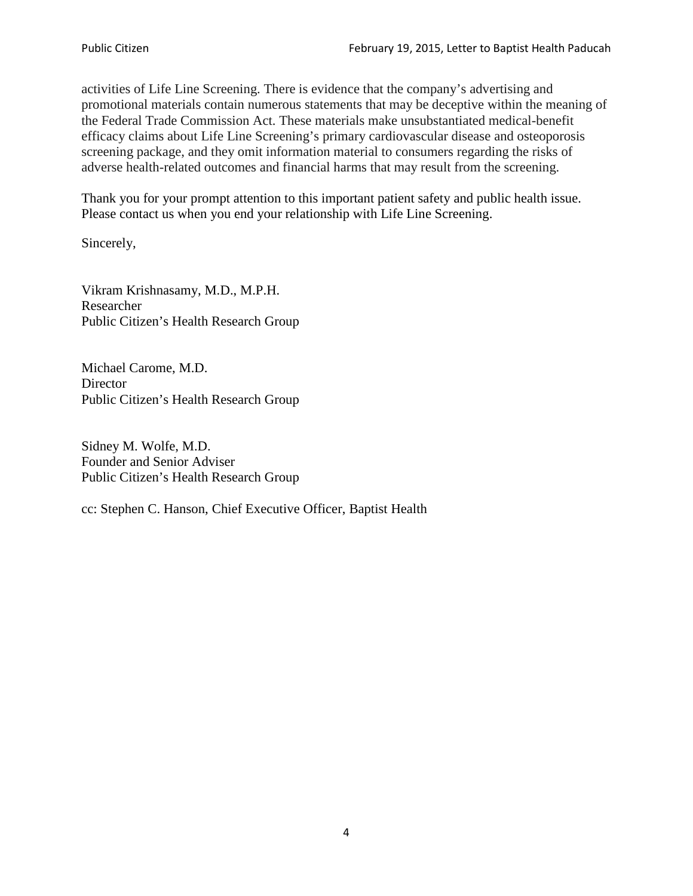activities of Life Line Screening. There is evidence that the company's advertising and promotional materials contain numerous statements that may be deceptive within the meaning of the Federal Trade Commission Act. These materials make unsubstantiated medical-benefit efficacy claims about Life Line Screening's primary cardiovascular disease and osteoporosis screening package, and they omit information material to consumers regarding the risks of adverse health-related outcomes and financial harms that may result from the screening.

Thank you for your prompt attention to this important patient safety and public health issue. Please contact us when you end your relationship with Life Line Screening.

Sincerely,

Vikram Krishnasamy, M.D., M.P.H.
Researcher
Public Citizen's Health Research Group

Michael Carome, M.D.
Director
Public Citizen's Health Research Group

Sidney M. Wolfe, M.D.
Founder and Senior Adviser
Public Citizen's Health Research Group

cc: Stephen C. Hanson, Chief Executive Officer, Baptist Health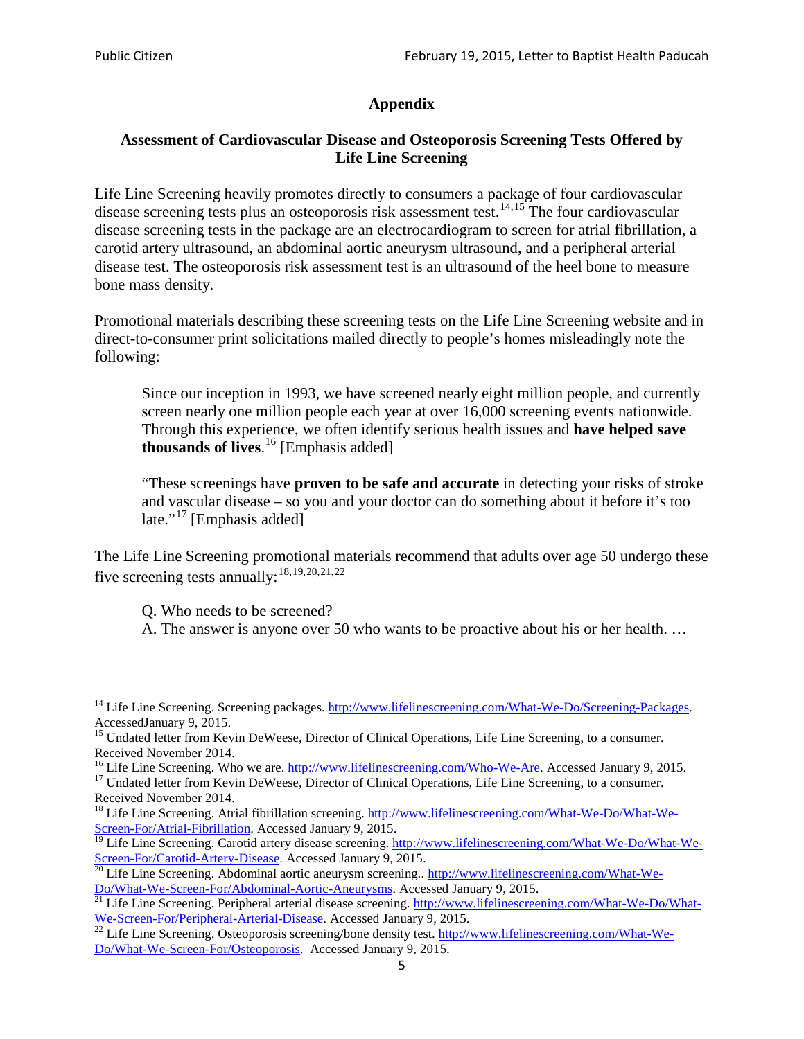## Appendix

### Assessment of Cardiovascular Disease and Osteoporosis Screening Tests Offered by Life Line Screening

Life Line Screening heavily promotes directly to consumers a package of four cardiovascular disease screening tests plus an osteoporosis risk assessment test.[14,15] The four cardiovascular disease screening tests in the package are an electrocardiogram to screen for atrial fibrillation, a carotid artery ultrasound, an abdominal aortic aneurysm ultrasound, and a peripheral arterial disease test. The osteoporosis risk assessment test is an ultrasound of the heel bone to measure bone mass density.

Promotional materials describing these screening tests on the Life Line Screening website and in direct-to-consumer print solicitations mailed directly to people's homes misleadingly note the following:

> Since our inception in 1993, we have screened nearly eight million people, and currently screen nearly one million people each year at over 16,000 screening events nationwide. Through this experience, we often identify serious health issues and **have helped save thousands of lives**.[16] [Emphasis added]
>
> "These screenings have **proven to be safe and accurate** in detecting your risks of stroke and vascular disease – so you and your doctor can do something about it before it's too late."[17] [Emphasis added]

The Life Line Screening promotional materials recommend that adults over age 50 undergo these five screening tests annually:[18,19,20,21,22]

> Q. Who needs to be screened?
> A. The answer is anyone over 50 who wants to be proactive about his or her health. …

---

[14] Life Line Screening. Screening packages. http://www.lifelinescreening.com/What-We-Do/Screening-Packages. AccessedJanuary 9, 2015.

[15] Undated letter from Kevin DeWeese, Director of Clinical Operations, Life Line Screening, to a consumer. Received November 2014.

[16] Life Line Screening. Who we are. http://www.lifelinescreening.com/Who-We-Are. Accessed January 9, 2015.

[17] Undated letter from Kevin DeWeese, Director of Clinical Operations, Life Line Screening, to a consumer. Received November 2014.

[18] Life Line Screening. Atrial fibrillation screening. http://www.lifelinescreening.com/What-We-Do/What-We-Screen-For/Atrial-Fibrillation. Accessed January 9, 2015.

[19] Life Line Screening. Carotid artery disease screening. http://www.lifelinescreening.com/What-We-Do/What-We-Screen-For/Carotid-Artery-Disease. Accessed January 9, 2015.

[20] Life Line Screening. Abdominal aortic aneurysm screening.. http://www.lifelinescreening.com/What-We-Do/What-We-Screen-For/Abdominal-Aortic-Aneurysms. Accessed January 9, 2015.

[21] Life Line Screening. Peripheral arterial disease screening. http://www.lifelinescreening.com/What-We-Do/What-We-Screen-For/Peripheral-Arterial-Disease. Accessed January 9, 2015.

[22] Life Line Screening. Osteoporosis screening/bone density test. http://www.lifelinescreening.com/What-We-Do/What-We-Screen-For/Osteoporosis. Accessed January 9, 2015.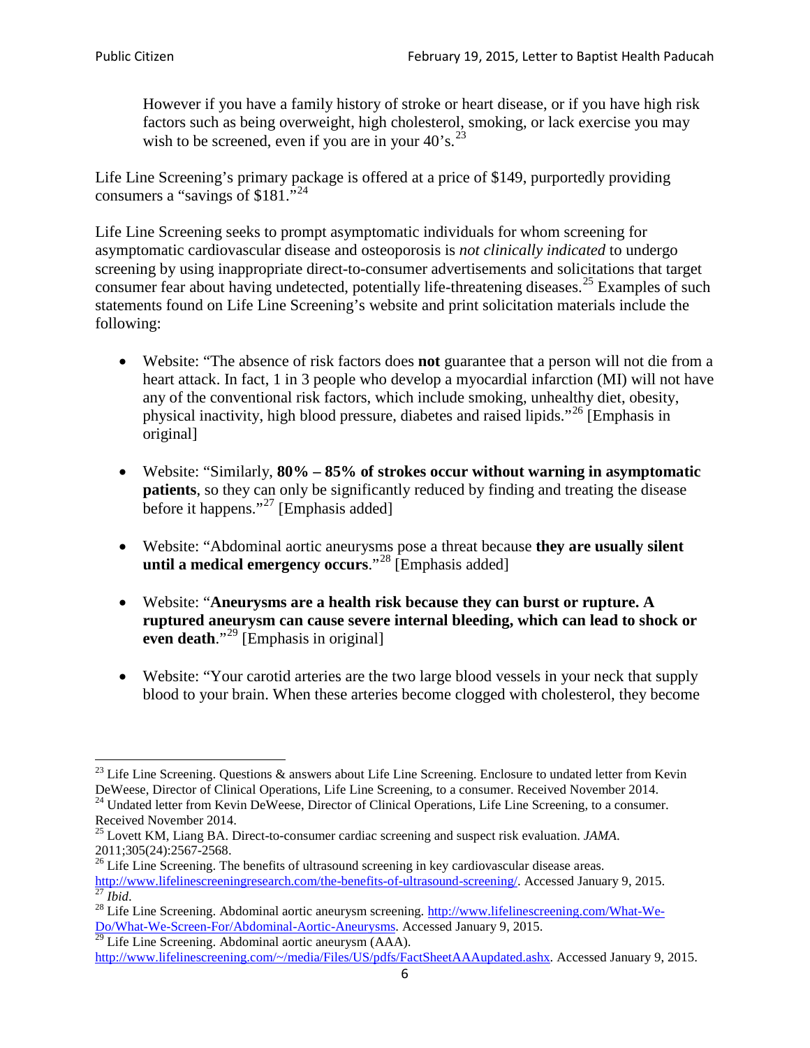> However if you have a family history of stroke or heart disease, or if you have high risk factors such as being overweight, high cholesterol, smoking, or lack exercise you may wish to be screened, even if you are in your 40's.[23]

Life Line Screening's primary package is offered at a price of $149, purportedly providing consumers a "savings of $181."[24]

Life Line Screening seeks to prompt asymptomatic individuals for whom screening for asymptomatic cardiovascular disease and osteoporosis is *not clinically indicated* to undergo screening by using inappropriate direct-to-consumer advertisements and solicitations that target consumer fear about having undetected, potentially life-threatening diseases.[25] Examples of such statements found on Life Line Screening's website and print solicitation materials include the following:

- Website: "The absence of risk factors does **not** guarantee that a person will not die from a heart attack. In fact, 1 in 3 people who develop a myocardial infarction (MI) will not have any of the conventional risk factors, which include smoking, unhealthy diet, obesity, physical inactivity, high blood pressure, diabetes and raised lipids."[26] [Emphasis in original]

- Website: "Similarly, **80% – 85% of strokes occur without warning in asymptomatic patients**, so they can only be significantly reduced by finding and treating the disease before it happens."[27] [Emphasis added]

- Website: "Abdominal aortic aneurysms pose a threat because **they are usually silent until a medical emergency occurs**."[28] [Emphasis added]

- Website: "**Aneurysms are a health risk because they can burst or rupture. A ruptured aneurysm can cause severe internal bleeding, which can lead to shock or even death**."[29] [Emphasis in original]

- Website: "Your carotid arteries are the two large blood vessels in your neck that supply blood to your brain. When these arteries become clogged with cholesterol, they become

---

[23] Life Line Screening. Questions & answers about Life Line Screening. Enclosure to undated letter from Kevin DeWeese, Director of Clinical Operations, Life Line Screening, to a consumer. Received November 2014.

[24] Undated letter from Kevin DeWeese, Director of Clinical Operations, Life Line Screening, to a consumer. Received November 2014.

[25] Lovett KM, Liang BA. Direct-to-consumer cardiac screening and suspect risk evaluation. *JAMA*. 2011;305(24):2567-2568.

[26] Life Line Screening. The benefits of ultrasound screening in key cardiovascular disease areas. http://www.lifelinescreeningresearch.com/the-benefits-of-ultrasound-screening/. Accessed January 9, 2015.

[27] *Ibid*.

[28] Life Line Screening. Abdominal aortic aneurysm screening. http://www.lifelinescreening.com/What-We-Do/What-We-Screen-For/Abdominal-Aortic-Aneurysms. Accessed January 9, 2015.

[29] Life Line Screening. Abdominal aortic aneurysm (AAA). http://www.lifelinescreening.com/~/media/Files/US/pdfs/FactSheetAAAupdated.ashx. Accessed January 9, 2015.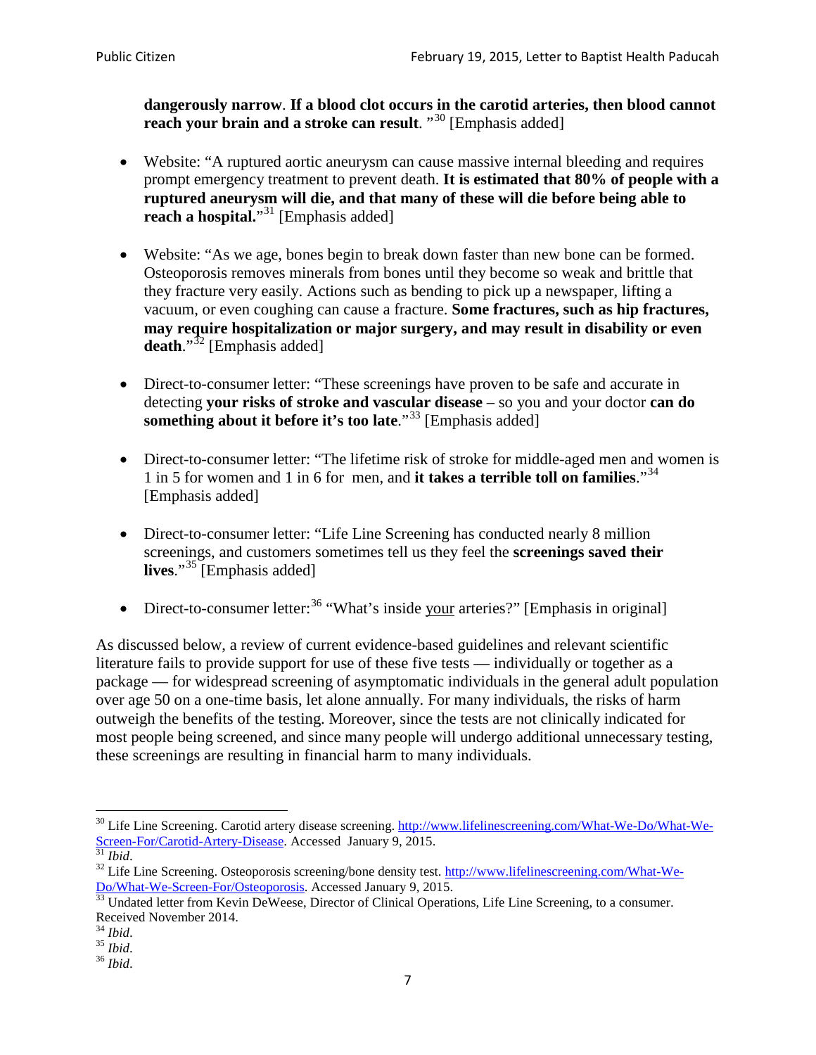**dangerously narrow**. **If a blood clot occurs in the carotid arteries, then blood cannot reach your brain and a stroke can result**. "[30] [Emphasis added]

- Website: "A ruptured aortic aneurysm can cause massive internal bleeding and requires prompt emergency treatment to prevent death. **It is estimated that 80% of people with a ruptured aneurysm will die, and that many of these will die before being able to reach a hospital.**"[31] [Emphasis added]

- Website: "As we age, bones begin to break down faster than new bone can be formed. Osteoporosis removes minerals from bones until they become so weak and brittle that they fracture very easily. Actions such as bending to pick up a newspaper, lifting a vacuum, or even coughing can cause a fracture. **Some fractures, such as hip fractures, may require hospitalization or major surgery, and may result in disability or even death**."[32] [Emphasis added]

- Direct-to-consumer letter: "These screenings have proven to be safe and accurate in detecting **your risks of stroke and vascular disease** – so you and your doctor **can do something about it before it's too late**."[33] [Emphasis added]

- Direct-to-consumer letter: "The lifetime risk of stroke for middle-aged men and women is 1 in 5 for women and 1 in 6 for men, and **it takes a terrible toll on families**."[34] [Emphasis added]

- Direct-to-consumer letter: "Life Line Screening has conducted nearly 8 million screenings, and customers sometimes tell us they feel the **screenings saved their lives**."[35] [Emphasis added]

- Direct-to-consumer letter:[36] "What's inside your arteries?" [Emphasis in original]

As discussed below, a review of current evidence-based guidelines and relevant scientific literature fails to provide support for use of these five tests — individually or together as a package — for widespread screening of asymptomatic individuals in the general adult population over age 50 on a one-time basis, let alone annually. For many individuals, the risks of harm outweigh the benefits of the testing. Moreover, since the tests are not clinically indicated for most people being screened, and since many people will undergo additional unnecessary testing, these screenings are resulting in financial harm to many individuals.

---

[30] Life Line Screening. Carotid artery disease screening. http://www.lifelinescreening.com/What-We-Do/What-We-Screen-For/Carotid-Artery-Disease. Accessed January 9, 2015.

[31] *Ibid*.

[32] Life Line Screening. Osteoporosis screening/bone density test. http://www.lifelinescreening.com/What-We-Do/What-We-Screen-For/Osteoporosis. Accessed January 9, 2015.

[33] Undated letter from Kevin DeWeese, Director of Clinical Operations, Life Line Screening, to a consumer. Received November 2014.

[34] *Ibid*.

[35] *Ibid*.

[36] *Ibid*.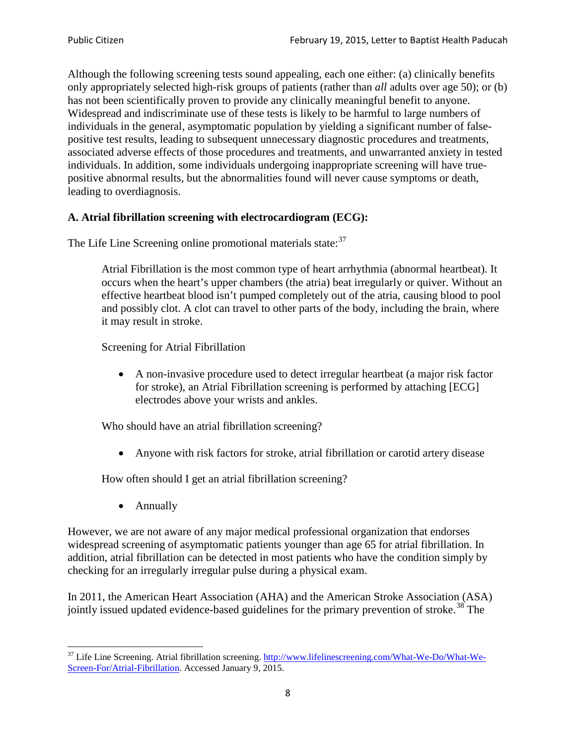Although the following screening tests sound appealing, each one either: (a) clinically benefits only appropriately selected high-risk groups of patients (rather than *all* adults over age 50); or (b) has not been scientifically proven to provide any clinically meaningful benefit to anyone. Widespread and indiscriminate use of these tests is likely to be harmful to large numbers of individuals in the general, asymptomatic population by yielding a significant number of false-positive test results, leading to subsequent unnecessary diagnostic procedures and treatments, associated adverse effects of those procedures and treatments, and unwarranted anxiety in tested individuals. In addition, some individuals undergoing inappropriate screening will have true-positive abnormal results, but the abnormalities found will never cause symptoms or death, leading to overdiagnosis.

**A. Atrial fibrillation screening with electrocardiogram (ECG):**

The Life Line Screening online promotional materials state:[37]

> Atrial Fibrillation is the most common type of heart arrhythmia (abnormal heartbeat). It occurs when the heart's upper chambers (the atria) beat irregularly or quiver. Without an effective heartbeat blood isn't pumped completely out of the atria, causing blood to pool and possibly clot. A clot can travel to other parts of the body, including the brain, where it may result in stroke.
>
> Screening for Atrial Fibrillation
>
> - A non-invasive procedure used to detect irregular heartbeat (a major risk factor for stroke), an Atrial Fibrillation screening is performed by attaching [ECG] electrodes above your wrists and ankles.
>
> Who should have an atrial fibrillation screening?
>
> - Anyone with risk factors for stroke, atrial fibrillation or carotid artery disease
>
> How often should I get an atrial fibrillation screening?
>
> - Annually

However, we are not aware of any major medical professional organization that endorses widespread screening of asymptomatic patients younger than age 65 for atrial fibrillation. In addition, atrial fibrillation can be detected in most patients who have the condition simply by checking for an irregularly irregular pulse during a physical exam.

In 2011, the American Heart Association (AHA) and the American Stroke Association (ASA) jointly issued updated evidence-based guidelines for the primary prevention of stroke.[38] The

---

[37] Life Line Screening. Atrial fibrillation screening. http://www.lifelinescreening.com/What-We-Do/What-We-Screen-For/Atrial-Fibrillation. Accessed January 9, 2015.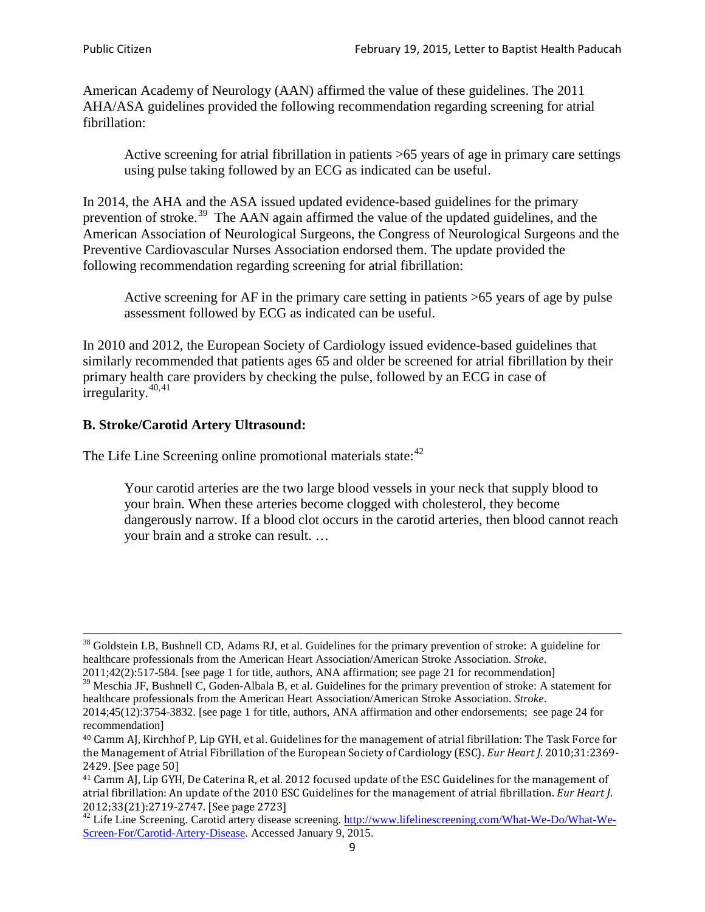American Academy of Neurology (AAN) affirmed the value of these guidelines. The 2011 AHA/ASA guidelines provided the following recommendation regarding screening for atrial fibrillation:

> Active screening for atrial fibrillation in patients >65 years of age in primary care settings using pulse taking followed by an ECG as indicated can be useful.

In 2014, the AHA and the ASA issued updated evidence-based guidelines for the primary prevention of stroke.[39] The AAN again affirmed the value of the updated guidelines, and the American Association of Neurological Surgeons, the Congress of Neurological Surgeons and the Preventive Cardiovascular Nurses Association endorsed them. The update provided the following recommendation regarding screening for atrial fibrillation:

> Active screening for AF in the primary care setting in patients >65 years of age by pulse assessment followed by ECG as indicated can be useful.

In 2010 and 2012, the European Society of Cardiology issued evidence-based guidelines that similarly recommended that patients ages 65 and older be screened for atrial fibrillation by their primary health care providers by checking the pulse, followed by an ECG in case of irregularity.[40,41]

### B. Stroke/Carotid Artery Ultrasound:

The Life Line Screening online promotional materials state:[42]

> Your carotid arteries are the two large blood vessels in your neck that supply blood to your brain. When these arteries become clogged with cholesterol, they become dangerously narrow. If a blood clot occurs in the carotid arteries, then blood cannot reach your brain and a stroke can result. …

---

[38] Goldstein LB, Bushnell CD, Adams RJ, et al. Guidelines for the primary prevention of stroke: A guideline for healthcare professionals from the American Heart Association/American Stroke Association. *Stroke*. 2011;42(2):517-584. [see page 1 for title, authors, ANA affirmation; see page 21 for recommendation]

[39] Meschia JF, Bushnell C, Goden-Albala B, et al. Guidelines for the primary prevention of stroke: A statement for healthcare professionals from the American Heart Association/American Stroke Association. *Stroke*. 2014;45(12):3754-3832. [see page 1 for title, authors, ANA affirmation and other endorsements; see page 24 for recommendation]

[40] Camm AJ, Kirchhof P, Lip GYH, et al. Guidelines for the management of atrial fibrillation: The Task Force for the Management of Atrial Fibrillation of the European Society of Cardiology (ESC). *Eur Heart J*. 2010;31:2369-2429. [See page 50]

[41] Camm AJ, Lip GYH, De Caterina R, et al. 2012 focused update of the ESC Guidelines for the management of atrial fibrillation: An update of the 2010 ESC Guidelines for the management of atrial fibrillation. *Eur Heart J*. 2012;33(21):2719-2747. [See page 2723]

[42] Life Line Screening. Carotid artery disease screening. http://www.lifelinescreening.com/What-We-Do/What-We-Screen-For/Carotid-Artery-Disease. Accessed January 9, 2015.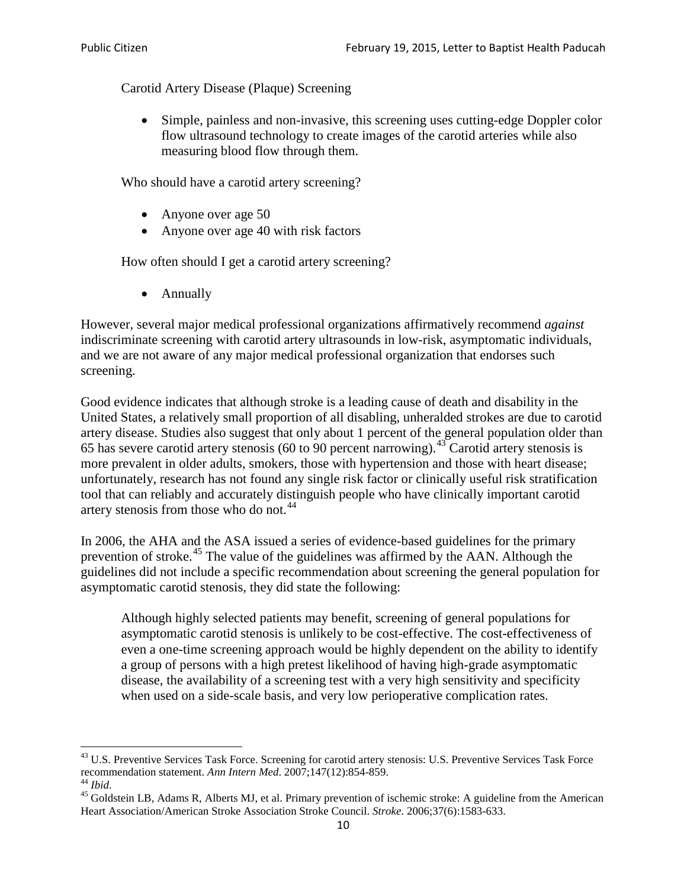Carotid Artery Disease (Plaque) Screening

- Simple, painless and non-invasive, this screening uses cutting-edge Doppler color flow ultrasound technology to create images of the carotid arteries while also measuring blood flow through them.

Who should have a carotid artery screening?

- Anyone over age 50
- Anyone over age 40 with risk factors

How often should I get a carotid artery screening?

- Annually

However, several major medical professional organizations affirmatively recommend *against* indiscriminate screening with carotid artery ultrasounds in low-risk, asymptomatic individuals, and we are not aware of any major medical professional organization that endorses such screening.

Good evidence indicates that although stroke is a leading cause of death and disability in the United States, a relatively small proportion of all disabling, unheralded strokes are due to carotid artery disease. Studies also suggest that only about 1 percent of the general population older than 65 has severe carotid artery stenosis (60 to 90 percent narrowing).[43] Carotid artery stenosis is more prevalent in older adults, smokers, those with hypertension and those with heart disease; unfortunately, research has not found any single risk factor or clinically useful risk stratification tool that can reliably and accurately distinguish people who have clinically important carotid artery stenosis from those who do not.[44]

In 2006, the AHA and the ASA issued a series of evidence-based guidelines for the primary prevention of stroke.[45] The value of the guidelines was affirmed by the AAN. Although the guidelines did not include a specific recommendation about screening the general population for asymptomatic carotid stenosis, they did state the following:

> Although highly selected patients may benefit, screening of general populations for asymptomatic carotid stenosis is unlikely to be cost-effective. The cost-effectiveness of even a one-time screening approach would be highly dependent on the ability to identify a group of persons with a high pretest likelihood of having high-grade asymptomatic disease, the availability of a screening test with a very high sensitivity and specificity when used on a side-scale basis, and very low perioperative complication rates.

---

[43] U.S. Preventive Services Task Force. Screening for carotid artery stenosis: U.S. Preventive Services Task Force recommendation statement. *Ann Intern Med*. 2007;147(12):854-859.

[44] *Ibid*.

[45] Goldstein LB, Adams R, Alberts MJ, et al. Primary prevention of ischemic stroke: A guideline from the American Heart Association/American Stroke Association Stroke Council. *Stroke*. 2006;37(6):1583-633.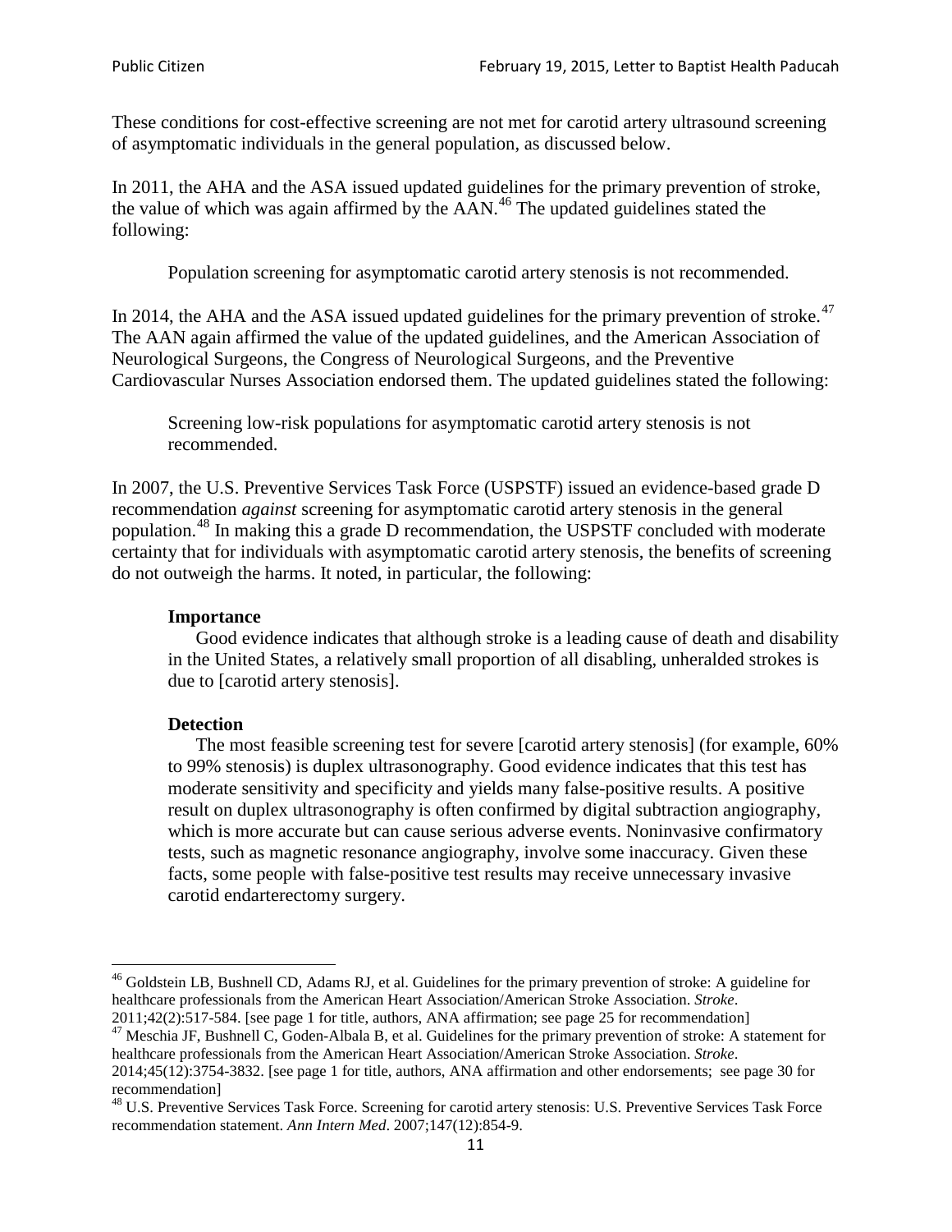These conditions for cost-effective screening are not met for carotid artery ultrasound screening of asymptomatic individuals in the general population, as discussed below.

In 2011, the AHA and the ASA issued updated guidelines for the primary prevention of stroke, the value of which was again affirmed by the AAN.[46] The updated guidelines stated the following:

> Population screening for asymptomatic carotid artery stenosis is not recommended.

In 2014, the AHA and the ASA issued updated guidelines for the primary prevention of stroke.[47] The AAN again affirmed the value of the updated guidelines, and the American Association of Neurological Surgeons, the Congress of Neurological Surgeons, and the Preventive Cardiovascular Nurses Association endorsed them. The updated guidelines stated the following:

> Screening low-risk populations for asymptomatic carotid artery stenosis is not recommended.

In 2007, the U.S. Preventive Services Task Force (USPSTF) issued an evidence-based grade D recommendation *against* screening for asymptomatic carotid artery stenosis in the general population.[48] In making this a grade D recommendation, the USPSTF concluded with moderate certainty that for individuals with asymptomatic carotid artery stenosis, the benefits of screening do not outweigh the harms. It noted, in particular, the following:

> **Importance**
> Good evidence indicates that although stroke is a leading cause of death and disability in the United States, a relatively small proportion of all disabling, unheralded strokes is due to [carotid artery stenosis].
>
> **Detection**
> The most feasible screening test for severe [carotid artery stenosis] (for example, 60% to 99% stenosis) is duplex ultrasonography. Good evidence indicates that this test has moderate sensitivity and specificity and yields many false-positive results. A positive result on duplex ultrasonography is often confirmed by digital subtraction angiography, which is more accurate but can cause serious adverse events. Noninvasive confirmatory tests, such as magnetic resonance angiography, involve some inaccuracy. Given these facts, some people with false-positive test results may receive unnecessary invasive carotid endarterectomy surgery.

---

[46] Goldstein LB, Bushnell CD, Adams RJ, et al. Guidelines for the primary prevention of stroke: A guideline for healthcare professionals from the American Heart Association/American Stroke Association. *Stroke*. 2011;42(2):517-584. [see page 1 for title, authors, ANA affirmation; see page 25 for recommendation]

[47] Meschia JF, Bushnell C, Goden-Albala B, et al. Guidelines for the primary prevention of stroke: A statement for healthcare professionals from the American Heart Association/American Stroke Association. *Stroke*. 2014;45(12):3754-3832. [see page 1 for title, authors, ANA affirmation and other endorsements; see page 30 for recommendation]

[48] U.S. Preventive Services Task Force. Screening for carotid artery stenosis: U.S. Preventive Services Task Force recommendation statement. *Ann Intern Med*. 2007;147(12):854-9.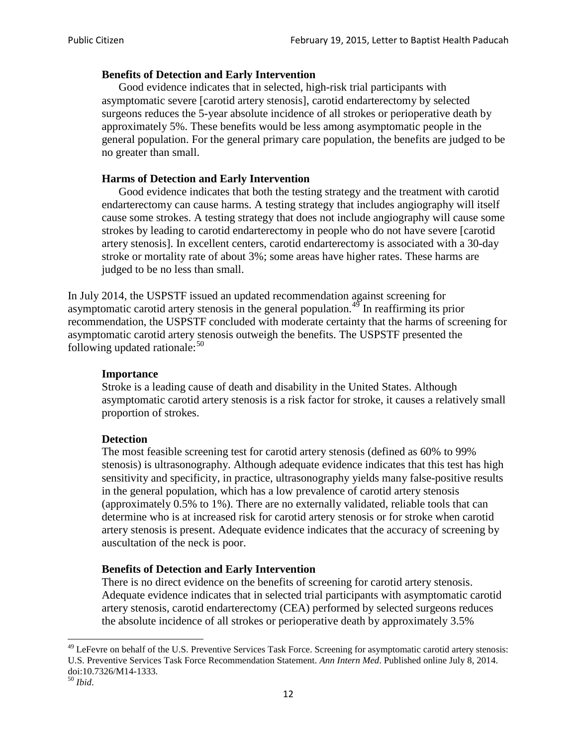**Benefits of Detection and Early Intervention**

Good evidence indicates that in selected, high-risk trial participants with asymptomatic severe [carotid artery stenosis], carotid endarterectomy by selected surgeons reduces the 5-year absolute incidence of all strokes or perioperative death by approximately 5%. These benefits would be less among asymptomatic people in the general population. For the general primary care population, the benefits are judged to be no greater than small.

**Harms of Detection and Early Intervention**

Good evidence indicates that both the testing strategy and the treatment with carotid endarterectomy can cause harms. A testing strategy that includes angiography will itself cause some strokes. A testing strategy that does not include angiography will cause some strokes by leading to carotid endarterectomy in people who do not have severe [carotid artery stenosis]. In excellent centers, carotid endarterectomy is associated with a 30-day stroke or mortality rate of about 3%; some areas have higher rates. These harms are judged to be no less than small.

In July 2014, the USPSTF issued an updated recommendation against screening for asymptomatic carotid artery stenosis in the general population.[49] In reaffirming its prior recommendation, the USPSTF concluded with moderate certainty that the harms of screening for asymptomatic carotid artery stenosis outweigh the benefits. The USPSTF presented the following updated rationale:[50]

**Importance**

Stroke is a leading cause of death and disability in the United States. Although asymptomatic carotid artery stenosis is a risk factor for stroke, it causes a relatively small proportion of strokes.

**Detection**

The most feasible screening test for carotid artery stenosis (defined as 60% to 99% stenosis) is ultrasonography. Although adequate evidence indicates that this test has high sensitivity and specificity, in practice, ultrasonography yields many false-positive results in the general population, which has a low prevalence of carotid artery stenosis (approximately 0.5% to 1%). There are no externally validated, reliable tools that can determine who is at increased risk for carotid artery stenosis or for stroke when carotid artery stenosis is present. Adequate evidence indicates that the accuracy of screening by auscultation of the neck is poor.

**Benefits of Detection and Early Intervention**

There is no direct evidence on the benefits of screening for carotid artery stenosis. Adequate evidence indicates that in selected trial participants with asymptomatic carotid artery stenosis, carotid endarterectomy (CEA) performed by selected surgeons reduces the absolute incidence of all strokes or perioperative death by approximately 3.5%

---

[49] LeFevre on behalf of the U.S. Preventive Services Task Force. Screening for asymptomatic carotid artery stenosis: U.S. Preventive Services Task Force Recommendation Statement. *Ann Intern Med*. Published online July 8, 2014. doi:10.7326/M14-1333.

[50] *Ibid*.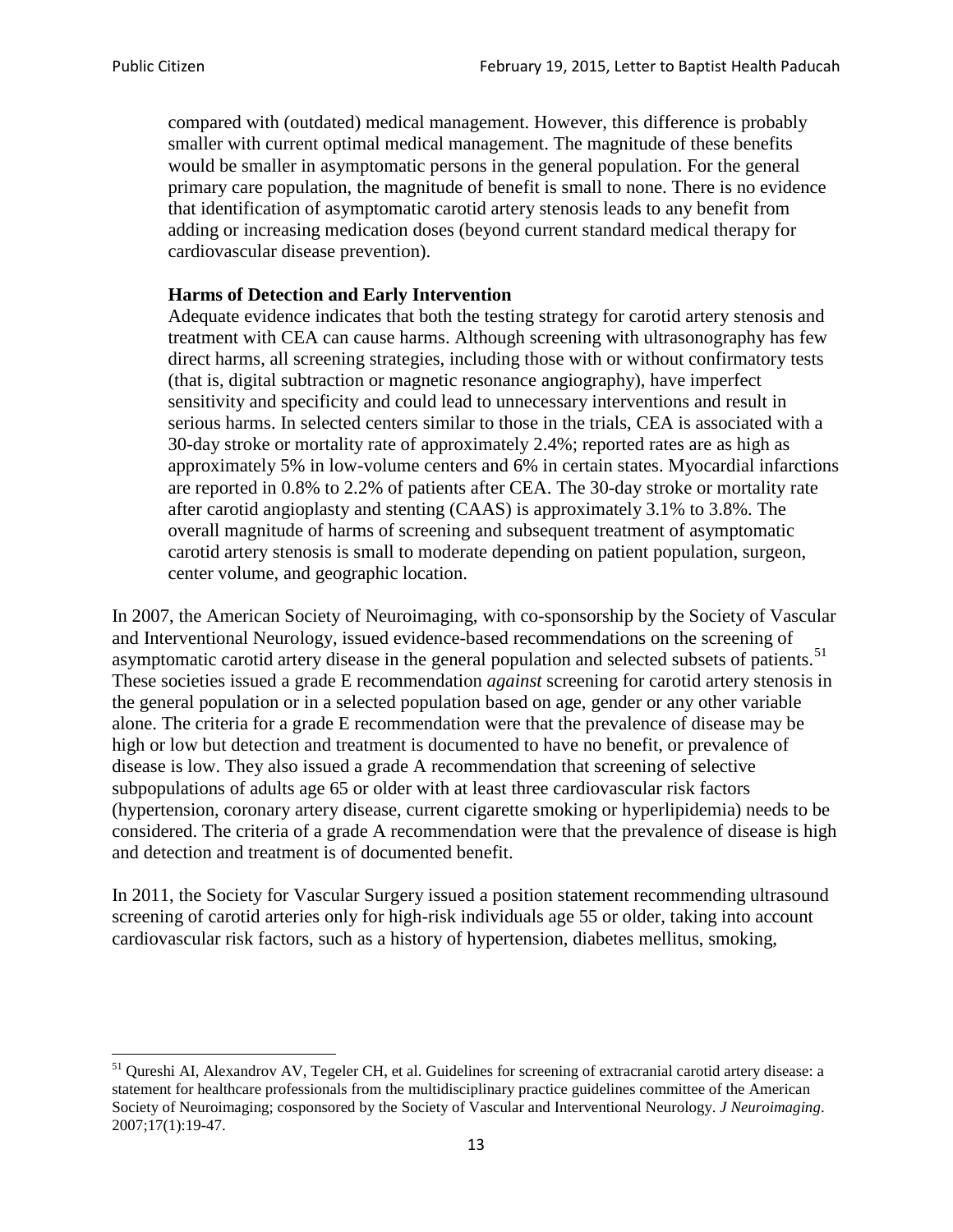> compared with (outdated) medical management. However, this difference is probably smaller with current optimal medical management. The magnitude of these benefits would be smaller in asymptomatic persons in the general population. For the general primary care population, the magnitude of benefit is small to none. There is no evidence that identification of asymptomatic carotid artery stenosis leads to any benefit from adding or increasing medication doses (beyond current standard medical therapy for cardiovascular disease prevention).
>
> **Harms of Detection and Early Intervention**
> Adequate evidence indicates that both the testing strategy for carotid artery stenosis and treatment with CEA can cause harms. Although screening with ultrasonography has few direct harms, all screening strategies, including those with or without confirmatory tests (that is, digital subtraction or magnetic resonance angiography), have imperfect sensitivity and specificity and could lead to unnecessary interventions and result in serious harms. In selected centers similar to those in the trials, CEA is associated with a 30-day stroke or mortality rate of approximately 2.4%; reported rates are as high as approximately 5% in low-volume centers and 6% in certain states. Myocardial infarctions are reported in 0.8% to 2.2% of patients after CEA. The 30-day stroke or mortality rate after carotid angioplasty and stenting (CAAS) is approximately 3.1% to 3.8%. The overall magnitude of harms of screening and subsequent treatment of asymptomatic carotid artery stenosis is small to moderate depending on patient population, surgeon, center volume, and geographic location.

In 2007, the American Society of Neuroimaging, with co-sponsorship by the Society of Vascular and Interventional Neurology, issued evidence-based recommendations on the screening of asymptomatic carotid artery disease in the general population and selected subsets of patients.[51] These societies issued a grade E recommendation *against* screening for carotid artery stenosis in the general population or in a selected population based on age, gender or any other variable alone. The criteria for a grade E recommendation were that the prevalence of disease may be high or low but detection and treatment is documented to have no benefit, or prevalence of disease is low. They also issued a grade A recommendation that screening of selective subpopulations of adults age 65 or older with at least three cardiovascular risk factors (hypertension, coronary artery disease, current cigarette smoking or hyperlipidemia) needs to be considered. The criteria of a grade A recommendation were that the prevalence of disease is high and detection and treatment is of documented benefit.

In 2011, the Society for Vascular Surgery issued a position statement recommending ultrasound screening of carotid arteries only for high-risk individuals age 55 or older, taking into account cardiovascular risk factors, such as a history of hypertension, diabetes mellitus, smoking,

---

[51] Qureshi AI, Alexandrov AV, Tegeler CH, et al. Guidelines for screening of extracranial carotid artery disease: a statement for healthcare professionals from the multidisciplinary practice guidelines committee of the American Society of Neuroimaging; cosponsored by the Society of Vascular and Interventional Neurology. *J Neuroimaging*. 2007;17(1):19-47.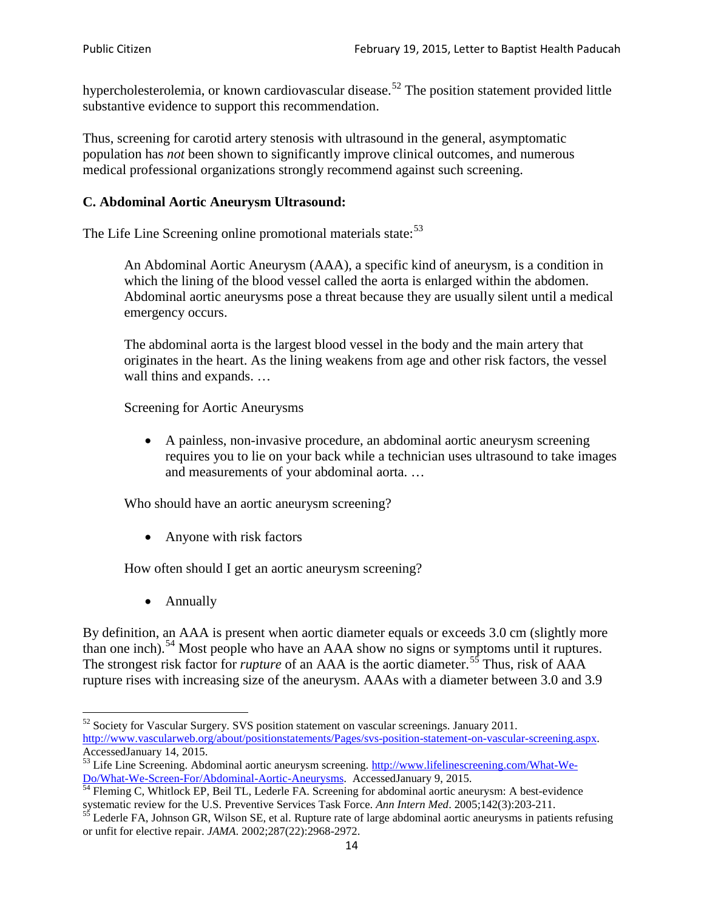hypercholesterolemia, or known cardiovascular disease.[52] The position statement provided little substantive evidence to support this recommendation.

Thus, screening for carotid artery stenosis with ultrasound in the general, asymptomatic population has *not* been shown to significantly improve clinical outcomes, and numerous medical professional organizations strongly recommend against such screening.

### C. Abdominal Aortic Aneurysm Ultrasound:

The Life Line Screening online promotional materials state:[53]

> An Abdominal Aortic Aneurysm (AAA), a specific kind of aneurysm, is a condition in which the lining of the blood vessel called the aorta is enlarged within the abdomen. Abdominal aortic aneurysms pose a threat because they are usually silent until a medical emergency occurs.
>
> The abdominal aorta is the largest blood vessel in the body and the main artery that originates in the heart. As the lining weakens from age and other risk factors, the vessel wall thins and expands. …
>
> Screening for Aortic Aneurysms
>
> - A painless, non-invasive procedure, an abdominal aortic aneurysm screening requires you to lie on your back while a technician uses ultrasound to take images and measurements of your abdominal aorta. …
>
> Who should have an aortic aneurysm screening?
>
> - Anyone with risk factors
>
> How often should I get an aortic aneurysm screening?
>
> - Annually

By definition, an AAA is present when aortic diameter equals or exceeds 3.0 cm (slightly more than one inch).[54] Most people who have an AAA show no signs or symptoms until it ruptures. The strongest risk factor for *rupture* of an AAA is the aortic diameter.[55] Thus, risk of AAA rupture rises with increasing size of the aneurysm. AAAs with a diameter between 3.0 and 3.9

---

[52] Society for Vascular Surgery. SVS position statement on vascular screenings. January 2011. http://www.vascularweb.org/about/positionstatements/Pages/svs-position-statement-on-vascular-screening.aspx. AccessedJanuary 14, 2015.

[53] Life Line Screening. Abdominal aortic aneurysm screening. http://www.lifelinescreening.com/What-We-Do/What-We-Screen-For/Abdominal-Aortic-Aneurysms. AccessedJanuary 9, 2015.

[54] Fleming C, Whitlock EP, Beil TL, Lederle FA. Screening for abdominal aortic aneurysm: A best-evidence systematic review for the U.S. Preventive Services Task Force. *Ann Intern Med*. 2005;142(3):203-211.

[55] Lederle FA, Johnson GR, Wilson SE, et al. Rupture rate of large abdominal aortic aneurysms in patients refusing or unfit for elective repair. *JAMA*. 2002;287(22):2968-2972.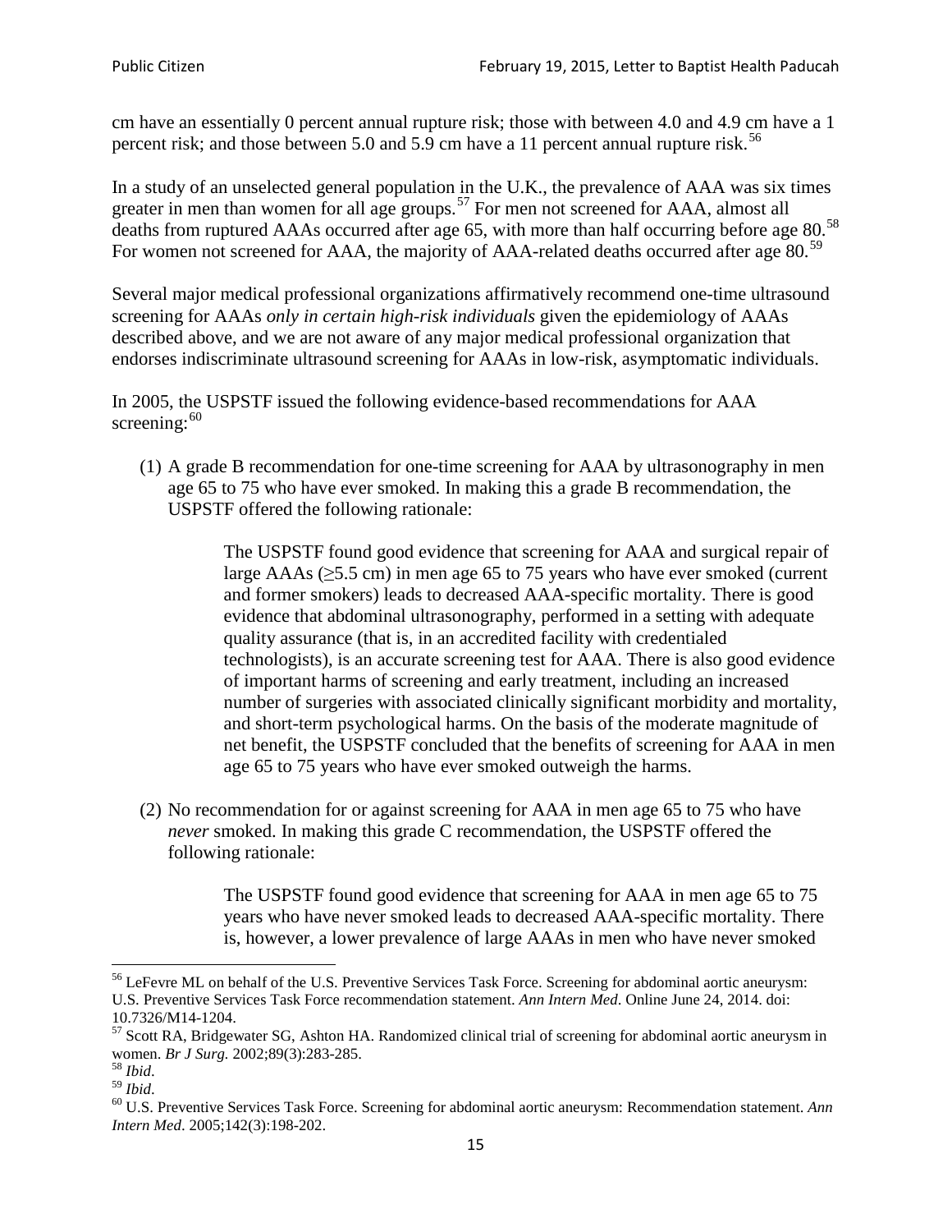cm have an essentially 0 percent annual rupture risk; those with between 4.0 and 4.9 cm have a 1 percent risk; and those between 5.0 and 5.9 cm have a 11 percent annual rupture risk.[56]

In a study of an unselected general population in the U.K., the prevalence of AAA was six times greater in men than women for all age groups.[57] For men not screened for AAA, almost all deaths from ruptured AAAs occurred after age 65, with more than half occurring before age 80.[58] For women not screened for AAA, the majority of AAA-related deaths occurred after age 80.[59]

Several major medical professional organizations affirmatively recommend one-time ultrasound screening for AAAs *only in certain high-risk individuals* given the epidemiology of AAAs described above, and we are not aware of any major medical professional organization that endorses indiscriminate ultrasound screening for AAAs in low-risk, asymptomatic individuals.

In 2005, the USPSTF issued the following evidence-based recommendations for AAA screening:[60]

(1) A grade B recommendation for one-time screening for AAA by ultrasonography in men age 65 to 75 who have ever smoked. In making this a grade B recommendation, the USPSTF offered the following rationale:

> The USPSTF found good evidence that screening for AAA and surgical repair of large AAAs (≥5.5 cm) in men age 65 to 75 years who have ever smoked (current and former smokers) leads to decreased AAA-specific mortality. There is good evidence that abdominal ultrasonography, performed in a setting with adequate quality assurance (that is, in an accredited facility with credentialed technologists), is an accurate screening test for AAA. There is also good evidence of important harms of screening and early treatment, including an increased number of surgeries with associated clinically significant morbidity and mortality, and short-term psychological harms. On the basis of the moderate magnitude of net benefit, the USPSTF concluded that the benefits of screening for AAA in men age 65 to 75 years who have ever smoked outweigh the harms.

(2) No recommendation for or against screening for AAA in men age 65 to 75 who have *never* smoked. In making this grade C recommendation, the USPSTF offered the following rationale:

> The USPSTF found good evidence that screening for AAA in men age 65 to 75 years who have never smoked leads to decreased AAA-specific mortality. There is, however, a lower prevalence of large AAAs in men who have never smoked

---

[56] LeFevre ML on behalf of the U.S. Preventive Services Task Force. Screening for abdominal aortic aneurysm: U.S. Preventive Services Task Force recommendation statement. *Ann Intern Med*. Online June 24, 2014. doi: 10.7326/M14-1204.

[57] Scott RA, Bridgewater SG, Ashton HA. Randomized clinical trial of screening for abdominal aortic aneurysm in women. *Br J Surg.* 2002;89(3):283-285.

[58] *Ibid*.

[59] *Ibid*.

[60] U.S. Preventive Services Task Force. Screening for abdominal aortic aneurysm: Recommendation statement. *Ann Intern Med*. 2005;142(3):198-202.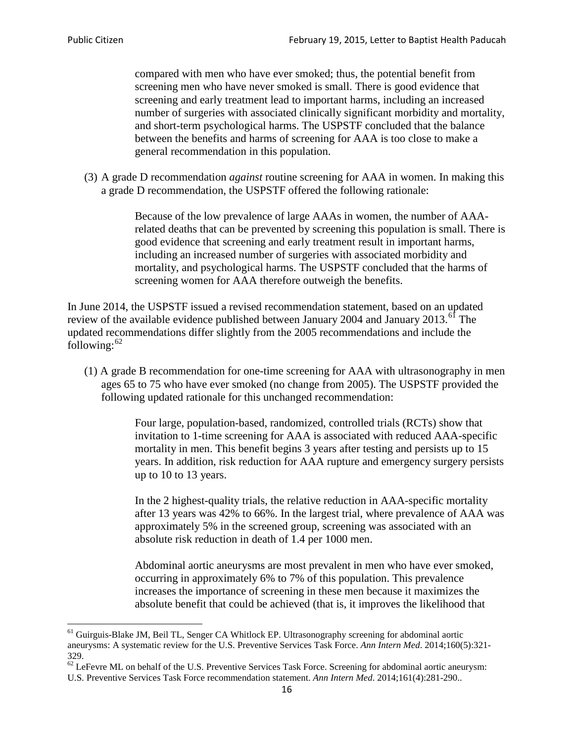> compared with men who have ever smoked; thus, the potential benefit from screening men who have never smoked is small. There is good evidence that screening and early treatment lead to important harms, including an increased number of surgeries with associated clinically significant morbidity and mortality, and short-term psychological harms. The USPSTF concluded that the balance between the benefits and harms of screening for AAA is too close to make a general recommendation in this population.

(3) A grade D recommendation *against* routine screening for AAA in women. In making this a grade D recommendation, the USPSTF offered the following rationale:

> Because of the low prevalence of large AAAs in women, the number of AAA-related deaths that can be prevented by screening this population is small. There is good evidence that screening and early treatment result in important harms, including an increased number of surgeries with associated morbidity and mortality, and psychological harms. The USPSTF concluded that the harms of screening women for AAA therefore outweigh the benefits.

In June 2014, the USPSTF issued a revised recommendation statement, based on an updated review of the available evidence published between January 2004 and January 2013.[61] The updated recommendations differ slightly from the 2005 recommendations and include the following:[62]

(1) A grade B recommendation for one-time screening for AAA with ultrasonography in men ages 65 to 75 who have ever smoked (no change from 2005). The USPSTF provided the following updated rationale for this unchanged recommendation:

> Four large, population-based, randomized, controlled trials (RCTs) show that invitation to 1-time screening for AAA is associated with reduced AAA-specific mortality in men. This benefit begins 3 years after testing and persists up to 15 years. In addition, risk reduction for AAA rupture and emergency surgery persists up to 10 to 13 years.
>
> In the 2 highest-quality trials, the relative reduction in AAA-specific mortality after 13 years was 42% to 66%. In the largest trial, where prevalence of AAA was approximately 5% in the screened group, screening was associated with an absolute risk reduction in death of 1.4 per 1000 men.
>
> Abdominal aortic aneurysms are most prevalent in men who have ever smoked, occurring in approximately 6% to 7% of this population. This prevalence increases the importance of screening in these men because it maximizes the absolute benefit that could be achieved (that is, it improves the likelihood that

[61] Guirguis-Blake JM, Beil TL, Senger CA Whitlock EP. Ultrasonography screening for abdominal aortic aneurysms: A systematic review for the U.S. Preventive Services Task Force. *Ann Intern Med*. 2014;160(5):321-329.

[62] LeFevre ML on behalf of the U.S. Preventive Services Task Force. Screening for abdominal aortic aneurysm: U.S. Preventive Services Task Force recommendation statement. *Ann Intern Med*. 2014;161(4):281-290..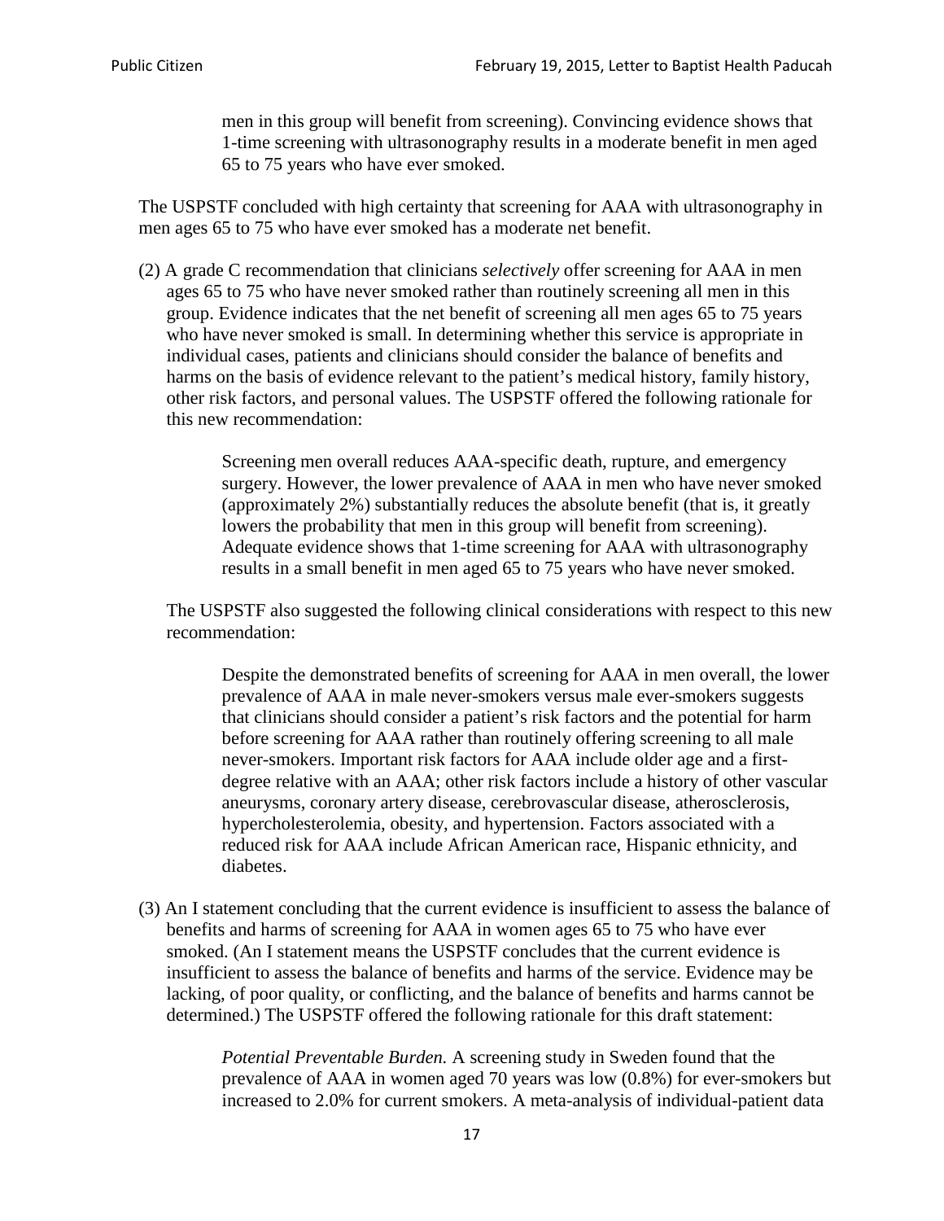> men in this group will benefit from screening). Convincing evidence shows that 1-time screening with ultrasonography results in a moderate benefit in men aged 65 to 75 years who have ever smoked.

The USPSTF concluded with high certainty that screening for AAA with ultrasonography in men ages 65 to 75 who have ever smoked has a moderate net benefit.

(2) A grade C recommendation that clinicians *selectively* offer screening for AAA in men ages 65 to 75 who have never smoked rather than routinely screening all men in this group. Evidence indicates that the net benefit of screening all men ages 65 to 75 years who have never smoked is small. In determining whether this service is appropriate in individual cases, patients and clinicians should consider the balance of benefits and harms on the basis of evidence relevant to the patient's medical history, family history, other risk factors, and personal values. The USPSTF offered the following rationale for this new recommendation:

> Screening men overall reduces AAA-specific death, rupture, and emergency surgery. However, the lower prevalence of AAA in men who have never smoked (approximately 2%) substantially reduces the absolute benefit (that is, it greatly lowers the probability that men in this group will benefit from screening). Adequate evidence shows that 1-time screening for AAA with ultrasonography results in a small benefit in men aged 65 to 75 years who have never smoked.

The USPSTF also suggested the following clinical considerations with respect to this new recommendation:

> Despite the demonstrated benefits of screening for AAA in men overall, the lower prevalence of AAA in male never-smokers versus male ever-smokers suggests that clinicians should consider a patient's risk factors and the potential for harm before screening for AAA rather than routinely offering screening to all male never-smokers. Important risk factors for AAA include older age and a first-degree relative with an AAA; other risk factors include a history of other vascular aneurysms, coronary artery disease, cerebrovascular disease, atherosclerosis, hypercholesterolemia, obesity, and hypertension. Factors associated with a reduced risk for AAA include African American race, Hispanic ethnicity, and diabetes.

(3) An I statement concluding that the current evidence is insufficient to assess the balance of benefits and harms of screening for AAA in women ages 65 to 75 who have ever smoked. (An I statement means the USPSTF concludes that the current evidence is insufficient to assess the balance of benefits and harms of the service. Evidence may be lacking, of poor quality, or conflicting, and the balance of benefits and harms cannot be determined.) The USPSTF offered the following rationale for this draft statement:

> *Potential Preventable Burden.* A screening study in Sweden found that the prevalence of AAA in women aged 70 years was low (0.8%) for ever-smokers but increased to 2.0% for current smokers. A meta-analysis of individual-patient data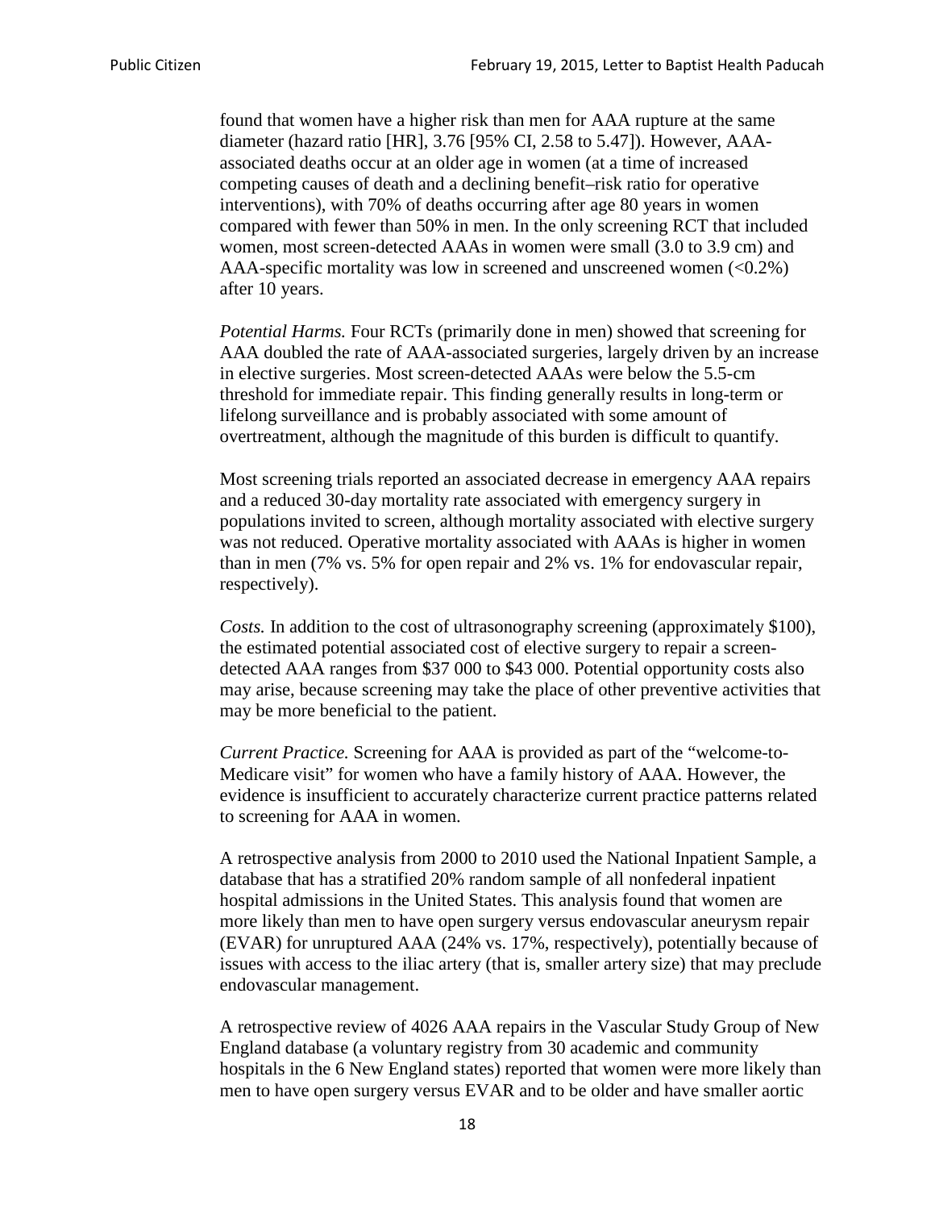found that women have a higher risk than men for AAA rupture at the same diameter (hazard ratio [HR], 3.76 [95% CI, 2.58 to 5.47]). However, AAA-associated deaths occur at an older age in women (at a time of increased competing causes of death and a declining benefit–risk ratio for operative interventions), with 70% of deaths occurring after age 80 years in women compared with fewer than 50% in men. In the only screening RCT that included women, most screen-detected AAAs in women were small (3.0 to 3.9 cm) and AAA-specific mortality was low in screened and unscreened women (<0.2%) after 10 years.

*Potential Harms.* Four RCTs (primarily done in men) showed that screening for AAA doubled the rate of AAA-associated surgeries, largely driven by an increase in elective surgeries. Most screen-detected AAAs were below the 5.5-cm threshold for immediate repair. This finding generally results in long-term or lifelong surveillance and is probably associated with some amount of overtreatment, although the magnitude of this burden is difficult to quantify.

Most screening trials reported an associated decrease in emergency AAA repairs and a reduced 30-day mortality rate associated with emergency surgery in populations invited to screen, although mortality associated with elective surgery was not reduced. Operative mortality associated with AAAs is higher in women than in men (7% vs. 5% for open repair and 2% vs. 1% for endovascular repair, respectively).

*Costs.* In addition to the cost of ultrasonography screening (approximately $100), the estimated potential associated cost of elective surgery to repair a screen-detected AAA ranges from $37 000 to $43 000. Potential opportunity costs also may arise, because screening may take the place of other preventive activities that may be more beneficial to the patient.

*Current Practice.* Screening for AAA is provided as part of the "welcome-to-Medicare visit" for women who have a family history of AAA. However, the evidence is insufficient to accurately characterize current practice patterns related to screening for AAA in women.

A retrospective analysis from 2000 to 2010 used the National Inpatient Sample, a database that has a stratified 20% random sample of all nonfederal inpatient hospital admissions in the United States. This analysis found that women are more likely than men to have open surgery versus endovascular aneurysm repair (EVAR) for unruptured AAA (24% vs. 17%, respectively), potentially because of issues with access to the iliac artery (that is, smaller artery size) that may preclude endovascular management.

A retrospective review of 4026 AAA repairs in the Vascular Study Group of New England database (a voluntary registry from 30 academic and community hospitals in the 6 New England states) reported that women were more likely than men to have open surgery versus EVAR and to be older and have smaller aortic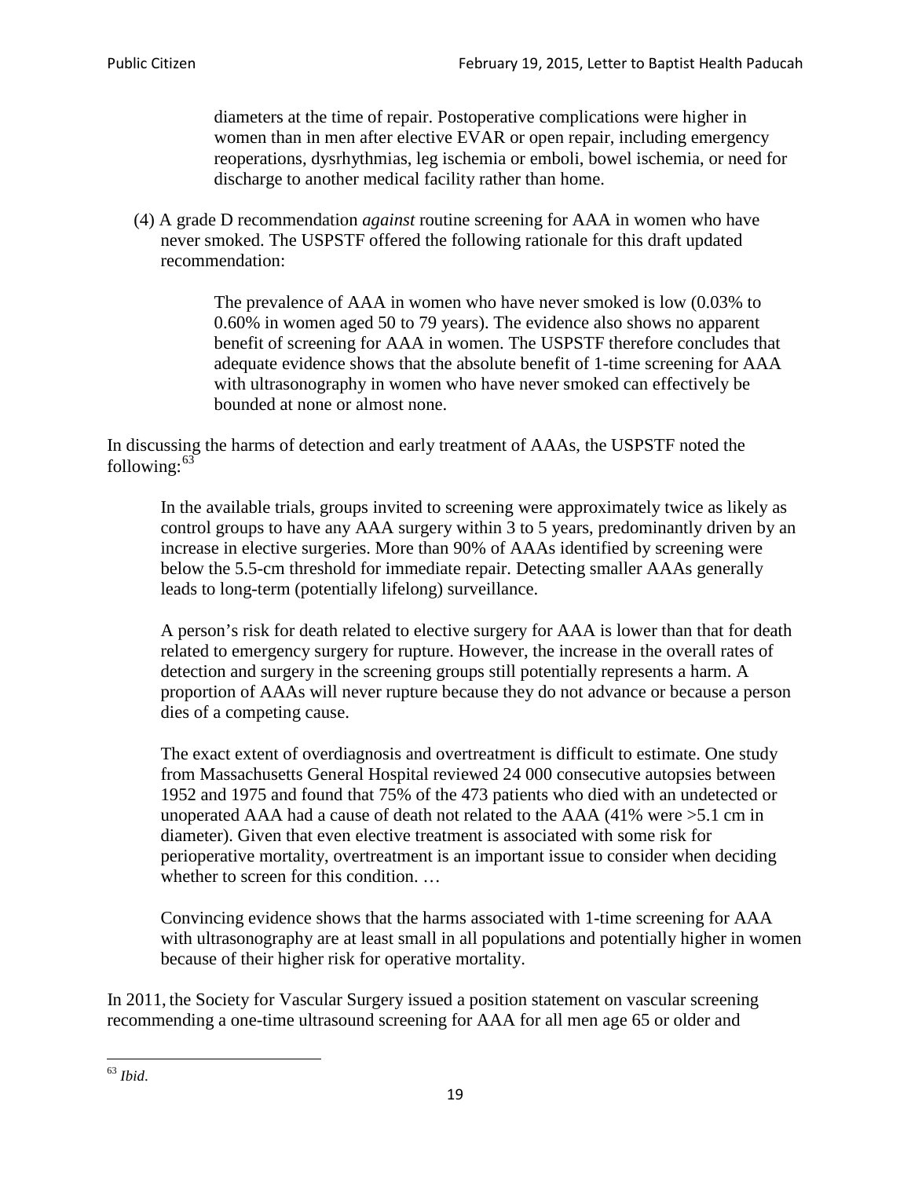> diameters at the time of repair. Postoperative complications were higher in women than in men after elective EVAR or open repair, including emergency reoperations, dysrhythmias, leg ischemia or emboli, bowel ischemia, or need for discharge to another medical facility rather than home.

(4) A grade D recommendation *against* routine screening for AAA in women who have never smoked. The USPSTF offered the following rationale for this draft updated recommendation:

> The prevalence of AAA in women who have never smoked is low (0.03% to 0.60% in women aged 50 to 79 years). The evidence also shows no apparent benefit of screening for AAA in women. The USPSTF therefore concludes that adequate evidence shows that the absolute benefit of 1-time screening for AAA with ultrasonography in women who have never smoked can effectively be bounded at none or almost none.

In discussing the harms of detection and early treatment of AAAs, the USPSTF noted the following:[63]

> In the available trials, groups invited to screening were approximately twice as likely as control groups to have any AAA surgery within 3 to 5 years, predominantly driven by an increase in elective surgeries. More than 90% of AAAs identified by screening were below the 5.5-cm threshold for immediate repair. Detecting smaller AAAs generally leads to long-term (potentially lifelong) surveillance.
>
> A person's risk for death related to elective surgery for AAA is lower than that for death related to emergency surgery for rupture. However, the increase in the overall rates of detection and surgery in the screening groups still potentially represents a harm. A proportion of AAAs will never rupture because they do not advance or because a person dies of a competing cause.
>
> The exact extent of overdiagnosis and overtreatment is difficult to estimate. One study from Massachusetts General Hospital reviewed 24 000 consecutive autopsies between 1952 and 1975 and found that 75% of the 473 patients who died with an undetected or unoperated AAA had a cause of death not related to the AAA (41% were >5.1 cm in diameter). Given that even elective treatment is associated with some risk for perioperative mortality, overtreatment is an important issue to consider when deciding whether to screen for this condition. …
>
> Convincing evidence shows that the harms associated with 1-time screening for AAA with ultrasonography are at least small in all populations and potentially higher in women because of their higher risk for operative mortality.

In 2011, the Society for Vascular Surgery issued a position statement on vascular screening recommending a one-time ultrasound screening for AAA for all men age 65 or older and

[63] *Ibid*.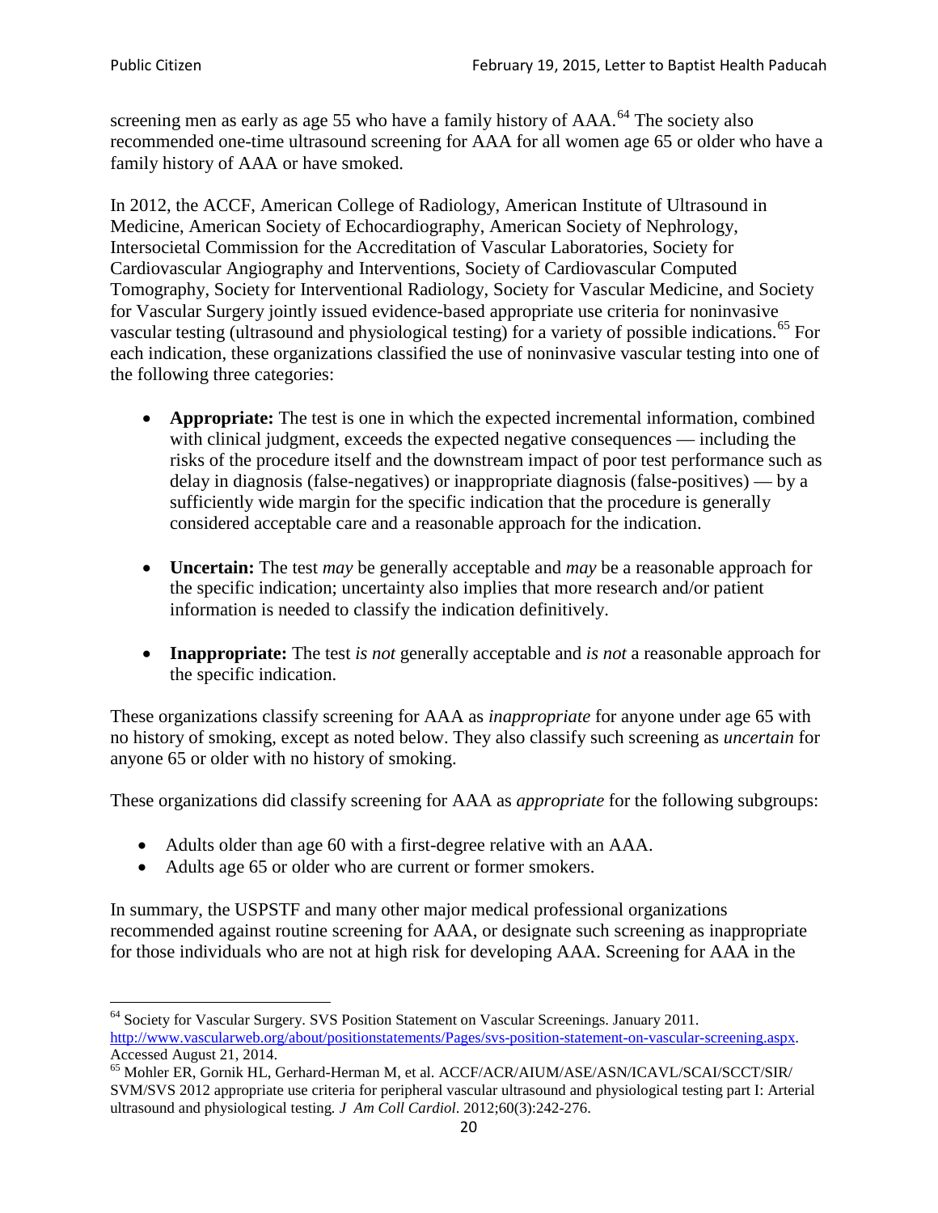screening men as early as age 55 who have a family history of AAA.[64] The society also recommended one-time ultrasound screening for AAA for all women age 65 or older who have a family history of AAA or have smoked.

In 2012, the ACCF, American College of Radiology, American Institute of Ultrasound in Medicine, American Society of Echocardiography, American Society of Nephrology, Intersocietal Commission for the Accreditation of Vascular Laboratories, Society for Cardiovascular Angiography and Interventions, Society of Cardiovascular Computed Tomography, Society for Interventional Radiology, Society for Vascular Medicine, and Society for Vascular Surgery jointly issued evidence-based appropriate use criteria for noninvasive vascular testing (ultrasound and physiological testing) for a variety of possible indications.[65] For each indication, these organizations classified the use of noninvasive vascular testing into one of the following three categories:

- **Appropriate:** The test is one in which the expected incremental information, combined with clinical judgment, exceeds the expected negative consequences — including the risks of the procedure itself and the downstream impact of poor test performance such as delay in diagnosis (false-negatives) or inappropriate diagnosis (false-positives) — by a sufficiently wide margin for the specific indication that the procedure is generally considered acceptable care and a reasonable approach for the indication.

- **Uncertain:** The test *may* be generally acceptable and *may* be a reasonable approach for the specific indication; uncertainty also implies that more research and/or patient information is needed to classify the indication definitively.

- **Inappropriate:** The test *is not* generally acceptable and *is not* a reasonable approach for the specific indication.

These organizations classify screening for AAA as *inappropriate* for anyone under age 65 with no history of smoking, except as noted below. They also classify such screening as *uncertain* for anyone 65 or older with no history of smoking.

These organizations did classify screening for AAA as *appropriate* for the following subgroups:

- Adults older than age 60 with a first-degree relative with an AAA.
- Adults age 65 or older who are current or former smokers.

In summary, the USPSTF and many other major medical professional organizations recommended against routine screening for AAA, or designate such screening as inappropriate for those individuals who are not at high risk for developing AAA. Screening for AAA in the

---

[64] Society for Vascular Surgery. SVS Position Statement on Vascular Screenings. January 2011. http://www.vascularweb.org/about/positionstatements/Pages/svs-position-statement-on-vascular-screening.aspx. Accessed August 21, 2014.

[65] Mohler ER, Gornik HL, Gerhard-Herman M, et al. ACCF/ACR/AIUM/ASE/ASN/ICAVL/SCAI/SCCT/SIR/SVM/SVS 2012 appropriate use criteria for peripheral vascular ultrasound and physiological testing part I: Arterial ultrasound and physiological testing. *J Am Coll Cardiol*. 2012;60(3):242-276.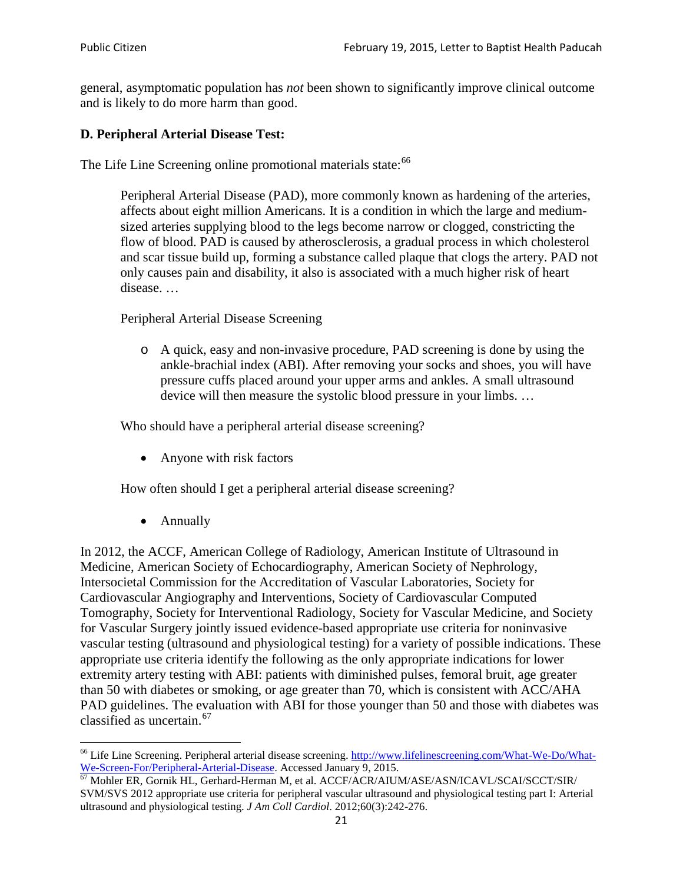general, asymptomatic population has *not* been shown to significantly improve clinical outcome and is likely to do more harm than good.

### D. Peripheral Arterial Disease Test:

The Life Line Screening online promotional materials state:[66]

> Peripheral Arterial Disease (PAD), more commonly known as hardening of the arteries, affects about eight million Americans. It is a condition in which the large and medium-sized arteries supplying blood to the legs become narrow or clogged, constricting the flow of blood. PAD is caused by atherosclerosis, a gradual process in which cholesterol and scar tissue build up, forming a substance called plaque that clogs the artery. PAD not only causes pain and disability, it also is associated with a much higher risk of heart disease. …
>
> Peripheral Arterial Disease Screening
>
> - A quick, easy and non-invasive procedure, PAD screening is done by using the ankle-brachial index (ABI). After removing your socks and shoes, you will have pressure cuffs placed around your upper arms and ankles. A small ultrasound device will then measure the systolic blood pressure in your limbs. …
>
> Who should have a peripheral arterial disease screening?
>
> - Anyone with risk factors
>
> How often should I get a peripheral arterial disease screening?
>
> - Annually

In 2012, the ACCF, American College of Radiology, American Institute of Ultrasound in Medicine, American Society of Echocardiography, American Society of Nephrology, Intersocietal Commission for the Accreditation of Vascular Laboratories, Society for Cardiovascular Angiography and Interventions, Society of Cardiovascular Computed Tomography, Society for Interventional Radiology, Society for Vascular Medicine, and Society for Vascular Surgery jointly issued evidence-based appropriate use criteria for noninvasive vascular testing (ultrasound and physiological testing) for a variety of possible indications. These appropriate use criteria identify the following as the only appropriate indications for lower extremity artery testing with ABI: patients with diminished pulses, femoral bruit, age greater than 50 with diabetes or smoking, or age greater than 70, which is consistent with ACC/AHA PAD guidelines. The evaluation with ABI for those younger than 50 and those with diabetes was classified as uncertain.[67]

---

[66] Life Line Screening. Peripheral arterial disease screening. http://www.lifelinescreening.com/What-We-Do/What-We-Screen-For/Peripheral-Arterial-Disease. Accessed January 9, 2015.

[67] Mohler ER, Gornik HL, Gerhard-Herman M, et al. ACCF/ACR/AIUM/ASE/ASN/ICAVL/SCAI/SCCT/SIR/SVM/SVS 2012 appropriate use criteria for peripheral vascular ultrasound and physiological testing part I: Arterial ultrasound and physiological testing. *J Am Coll Cardiol*. 2012;60(3):242-276.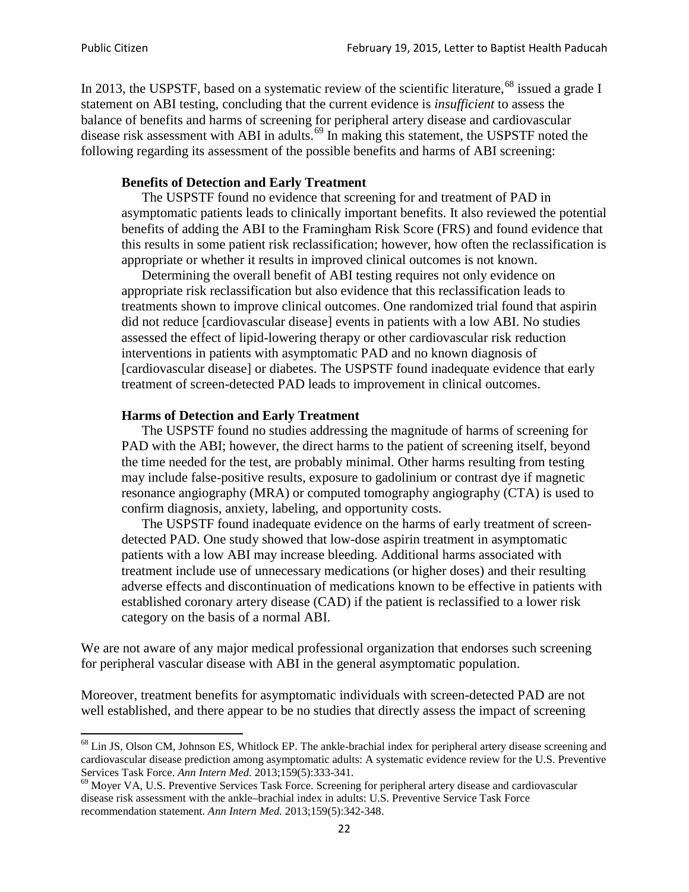In 2013, the USPSTF, based on a systematic review of the scientific literature,[68] issued a grade I statement on ABI testing, concluding that the current evidence is *insufficient* to assess the balance of benefits and harms of screening for peripheral artery disease and cardiovascular disease risk assessment with ABI in adults.[69] In making this statement, the USPSTF noted the following regarding its assessment of the possible benefits and harms of ABI screening:

> **Benefits of Detection and Early Treatment**
>
> The USPSTF found no evidence that screening for and treatment of PAD in asymptomatic patients leads to clinically important benefits. It also reviewed the potential benefits of adding the ABI to the Framingham Risk Score (FRS) and found evidence that this results in some patient risk reclassification; however, how often the reclassification is appropriate or whether it results in improved clinical outcomes is not known.
>
> Determining the overall benefit of ABI testing requires not only evidence on appropriate risk reclassification but also evidence that this reclassification leads to treatments shown to improve clinical outcomes. One randomized trial found that aspirin did not reduce [cardiovascular disease] events in patients with a low ABI. No studies assessed the effect of lipid-lowering therapy or other cardiovascular risk reduction interventions in patients with asymptomatic PAD and no known diagnosis of [cardiovascular disease] or diabetes. The USPSTF found inadequate evidence that early treatment of screen-detected PAD leads to improvement in clinical outcomes.
>
> **Harms of Detection and Early Treatment**
>
> The USPSTF found no studies addressing the magnitude of harms of screening for PAD with the ABI; however, the direct harms to the patient of screening itself, beyond the time needed for the test, are probably minimal. Other harms resulting from testing may include false-positive results, exposure to gadolinium or contrast dye if magnetic resonance angiography (MRA) or computed tomography angiography (CTA) is used to confirm diagnosis, anxiety, labeling, and opportunity costs.
>
> The USPSTF found inadequate evidence on the harms of early treatment of screen-detected PAD. One study showed that low-dose aspirin treatment in asymptomatic patients with a low ABI may increase bleeding. Additional harms associated with treatment include use of unnecessary medications (or higher doses) and their resulting adverse effects and discontinuation of medications known to be effective in patients with established coronary artery disease (CAD) if the patient is reclassified to a lower risk category on the basis of a normal ABI.

We are not aware of any major medical professional organization that endorses such screening for peripheral vascular disease with ABI in the general asymptomatic population.

Moreover, treatment benefits for asymptomatic individuals with screen-detected PAD are not well established, and there appear to be no studies that directly assess the impact of screening

---

[68] Lin JS, Olson CM, Johnson ES, Whitlock EP. The ankle-brachial index for peripheral artery disease screening and cardiovascular disease prediction among asymptomatic adults: A systematic evidence review for the U.S. Preventive Services Task Force. *Ann Intern Med.* 2013;159(5):333-341.

[69] Moyer VA, U.S. Preventive Services Task Force. Screening for peripheral artery disease and cardiovascular disease risk assessment with the ankle–brachial index in adults: U.S. Preventive Service Task Force recommendation statement. *Ann Intern Med.* 2013;159(5):342-348.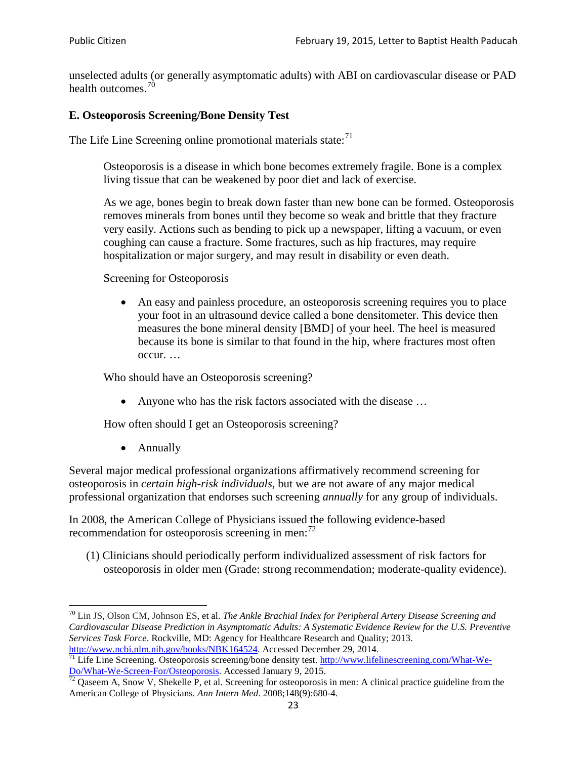unselected adults (or generally asymptomatic adults) with ABI on cardiovascular disease or PAD health outcomes.[70]

### E. Osteoporosis Screening/Bone Density Test

The Life Line Screening online promotional materials state:[71]

> Osteoporosis is a disease in which bone becomes extremely fragile. Bone is a complex living tissue that can be weakened by poor diet and lack of exercise.
>
> As we age, bones begin to break down faster than new bone can be formed. Osteoporosis removes minerals from bones until they become so weak and brittle that they fracture very easily. Actions such as bending to pick up a newspaper, lifting a vacuum, or even coughing can cause a fracture. Some fractures, such as hip fractures, may require hospitalization or major surgery, and may result in disability or even death.
>
> Screening for Osteoporosis
>
> - An easy and painless procedure, an osteoporosis screening requires you to place your foot in an ultrasound device called a bone densitometer. This device then measures the bone mineral density [BMD] of your heel. The heel is measured because its bone is similar to that found in the hip, where fractures most often occur. …
>
> Who should have an Osteoporosis screening?
>
> - Anyone who has the risk factors associated with the disease …
>
> How often should I get an Osteoporosis screening?
>
> - Annually

Several major medical professional organizations affirmatively recommend screening for osteoporosis in *certain high-risk individuals*, but we are not aware of any major medical professional organization that endorses such screening *annually* for any group of individuals.

In 2008, the American College of Physicians issued the following evidence-based recommendation for osteoporosis screening in men:[72]

(1) Clinicians should periodically perform individualized assessment of risk factors for osteoporosis in older men (Grade: strong recommendation; moderate-quality evidence).

---

[70] Lin JS, Olson CM, Johnson ES, et al. *The Ankle Brachial Index for Peripheral Artery Disease Screening and Cardiovascular Disease Prediction in Asymptomatic Adults: A Systematic Evidence Review for the U.S. Preventive Services Task Force*. Rockville, MD: Agency for Healthcare Research and Quality; 2013. http://www.ncbi.nlm.nih.gov/books/NBK164524. Accessed December 29, 2014.

[71] Life Line Screening. Osteoporosis screening/bone density test. http://www.lifelinescreening.com/What-We-Do/What-We-Screen-For/Osteoporosis. Accessed January 9, 2015.

[72] Qaseem A, Snow V, Shekelle P, et al. Screening for osteoporosis in men: A clinical practice guideline from the American College of Physicians. *Ann Intern Med*. 2008;148(9):680-4.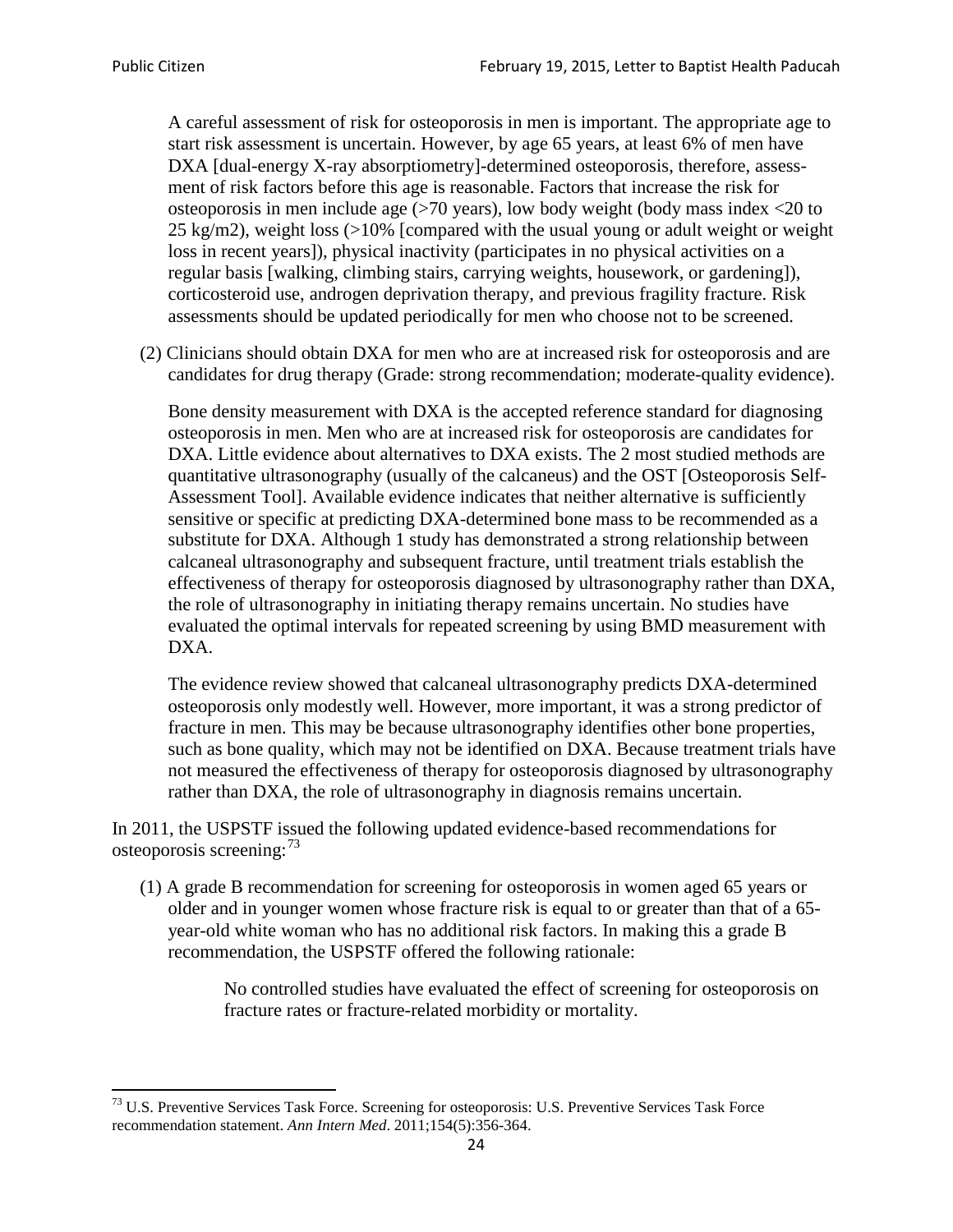A careful assessment of risk for osteoporosis in men is important. The appropriate age to start risk assessment is uncertain. However, by age 65 years, at least 6% of men have DXA [dual-energy X-ray absorptiometry]-determined osteoporosis, therefore, assessment of risk factors before this age is reasonable. Factors that increase the risk for osteoporosis in men include age (>70 years), low body weight (body mass index <20 to 25 kg/m2), weight loss (>10% [compared with the usual young or adult weight or weight loss in recent years]), physical inactivity (participates in no physical activities on a regular basis [walking, climbing stairs, carrying weights, housework, or gardening]), corticosteroid use, androgen deprivation therapy, and previous fragility fracture. Risk assessments should be updated periodically for men who choose not to be screened.

(2) Clinicians should obtain DXA for men who are at increased risk for osteoporosis and are candidates for drug therapy (Grade: strong recommendation; moderate-quality evidence).

Bone density measurement with DXA is the accepted reference standard for diagnosing osteoporosis in men. Men who are at increased risk for osteoporosis are candidates for DXA. Little evidence about alternatives to DXA exists. The 2 most studied methods are quantitative ultrasonography (usually of the calcaneus) and the OST [Osteoporosis Self-Assessment Tool]. Available evidence indicates that neither alternative is sufficiently sensitive or specific at predicting DXA-determined bone mass to be recommended as a substitute for DXA. Although 1 study has demonstrated a strong relationship between calcaneal ultrasonography and subsequent fracture, until treatment trials establish the effectiveness of therapy for osteoporosis diagnosed by ultrasonography rather than DXA, the role of ultrasonography in initiating therapy remains uncertain. No studies have evaluated the optimal intervals for repeated screening by using BMD measurement with DXA.

The evidence review showed that calcaneal ultrasonography predicts DXA-determined osteoporosis only modestly well. However, more important, it was a strong predictor of fracture in men. This may be because ultrasonography identifies other bone properties, such as bone quality, which may not be identified on DXA. Because treatment trials have not measured the effectiveness of therapy for osteoporosis diagnosed by ultrasonography rather than DXA, the role of ultrasonography in diagnosis remains uncertain.

In 2011, the USPSTF issued the following updated evidence-based recommendations for osteoporosis screening:[73]

(1) A grade B recommendation for screening for osteoporosis in women aged 65 years or older and in younger women whose fracture risk is equal to or greater than that of a 65-year-old white woman who has no additional risk factors. In making this a grade B recommendation, the USPSTF offered the following rationale:

> No controlled studies have evaluated the effect of screening for osteoporosis on fracture rates or fracture-related morbidity or mortality.

---

[73] U.S. Preventive Services Task Force. Screening for osteoporosis: U.S. Preventive Services Task Force recommendation statement. *Ann Intern Med*. 2011;154(5):356-364.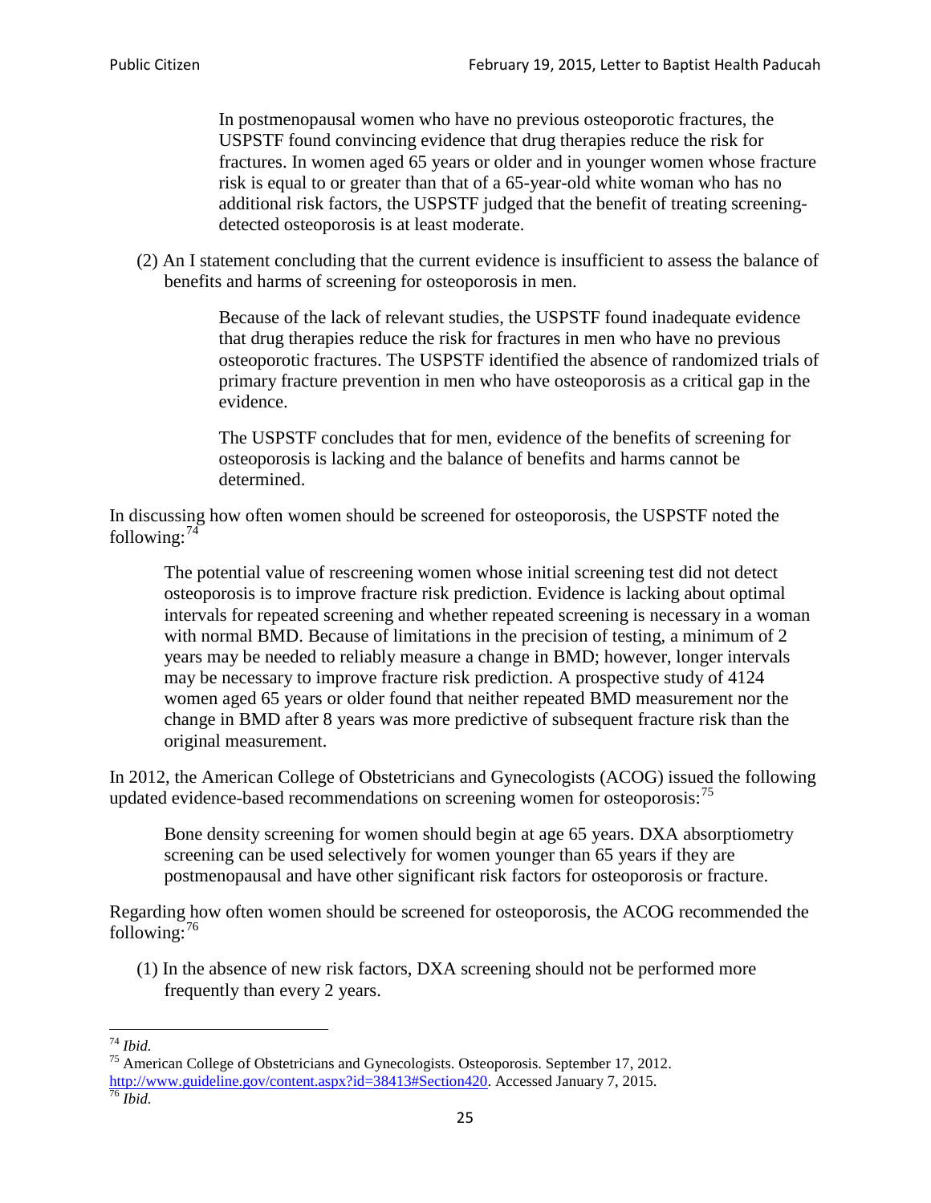> In postmenopausal women who have no previous osteoporotic fractures, the USPSTF found convincing evidence that drug therapies reduce the risk for fractures. In women aged 65 years or older and in younger women whose fracture risk is equal to or greater than that of a 65-year-old white woman who has no additional risk factors, the USPSTF judged that the benefit of treating screening-detected osteoporosis is at least moderate.

(2) An I statement concluding that the current evidence is insufficient to assess the balance of benefits and harms of screening for osteoporosis in men.

> Because of the lack of relevant studies, the USPSTF found inadequate evidence that drug therapies reduce the risk for fractures in men who have no previous osteoporotic fractures. The USPSTF identified the absence of randomized trials of primary fracture prevention in men who have osteoporosis as a critical gap in the evidence.
>
> The USPSTF concludes that for men, evidence of the benefits of screening for osteoporosis is lacking and the balance of benefits and harms cannot be determined.

In discussing how often women should be screened for osteoporosis, the USPSTF noted the following:[74]

> The potential value of rescreening women whose initial screening test did not detect osteoporosis is to improve fracture risk prediction. Evidence is lacking about optimal intervals for repeated screening and whether repeated screening is necessary in a woman with normal BMD. Because of limitations in the precision of testing, a minimum of 2 years may be needed to reliably measure a change in BMD; however, longer intervals may be necessary to improve fracture risk prediction. A prospective study of 4124 women aged 65 years or older found that neither repeated BMD measurement nor the change in BMD after 8 years was more predictive of subsequent fracture risk than the original measurement.

In 2012, the American College of Obstetricians and Gynecologists (ACOG) issued the following updated evidence-based recommendations on screening women for osteoporosis:[75]

> Bone density screening for women should begin at age 65 years. DXA absorptiometry screening can be used selectively for women younger than 65 years if they are postmenopausal and have other significant risk factors for osteoporosis or fracture.

Regarding how often women should be screened for osteoporosis, the ACOG recommended the following:[76]

(1) In the absence of new risk factors, DXA screening should not be performed more frequently than every 2 years.

---

[74] *Ibid.*

[75] American College of Obstetricians and Gynecologists. Osteoporosis. September 17, 2012. http://www.guideline.gov/content.aspx?id=38413#Section420. Accessed January 7, 2015.

[76] *Ibid.*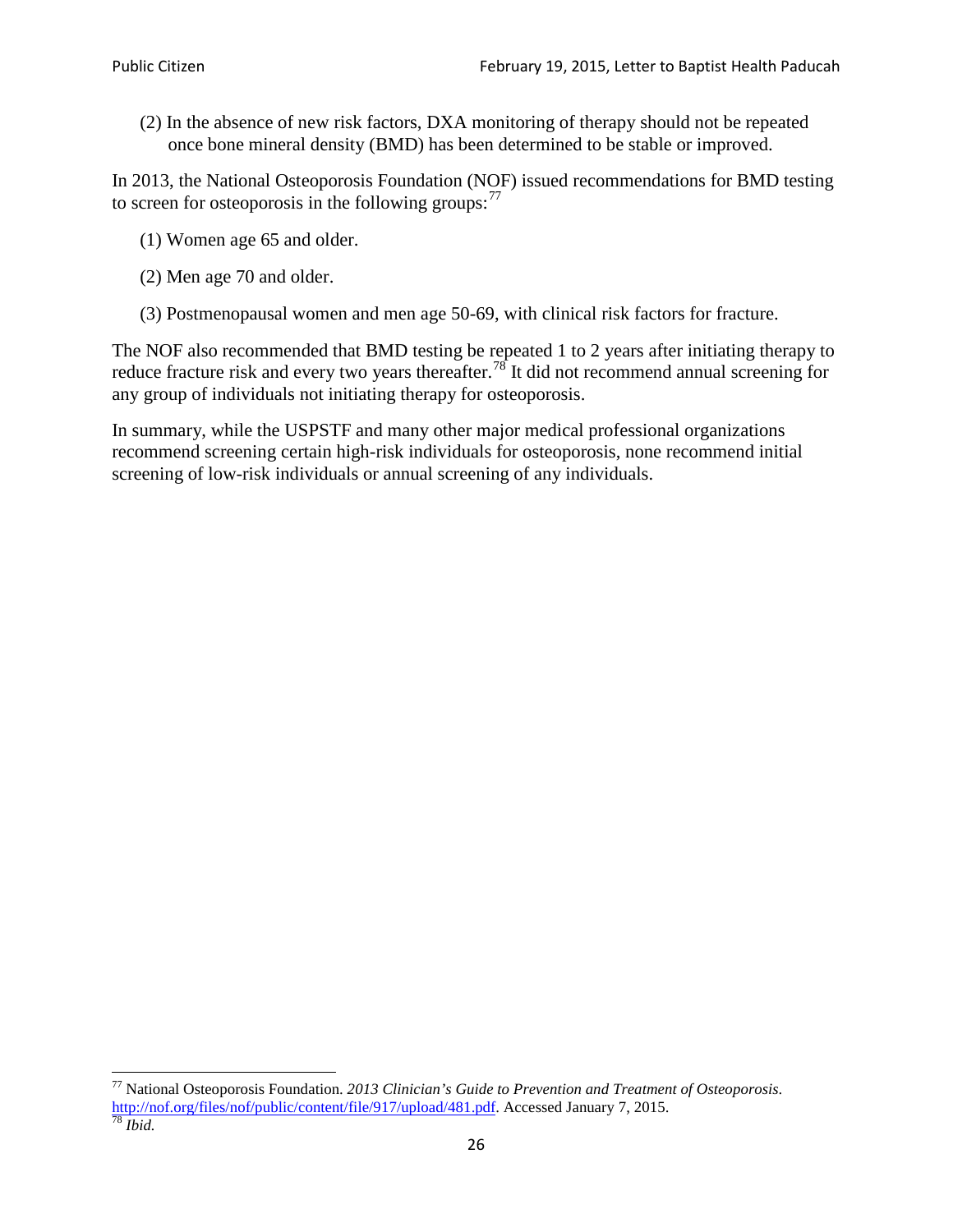(2) In the absence of new risk factors, DXA monitoring of therapy should not be repeated once bone mineral density (BMD) has been determined to be stable or improved.

In 2013, the National Osteoporosis Foundation (NOF) issued recommendations for BMD testing to screen for osteoporosis in the following groups:[77]

(1) Women age 65 and older.

(2) Men age 70 and older.

(3) Postmenopausal women and men age 50-69, with clinical risk factors for fracture.

The NOF also recommended that BMD testing be repeated 1 to 2 years after initiating therapy to reduce fracture risk and every two years thereafter.[78] It did not recommend annual screening for any group of individuals not initiating therapy for osteoporosis.

In summary, while the USPSTF and many other major medical professional organizations recommend screening certain high-risk individuals for osteoporosis, none recommend initial screening of low-risk individuals or annual screening of any individuals.

---

[77] National Osteoporosis Foundation. *2013 Clinician's Guide to Prevention and Treatment of Osteoporosis*. http://nof.org/files/nof/public/content/file/917/upload/481.pdf. Accessed January 7, 2015.

[78] *Ibid.*